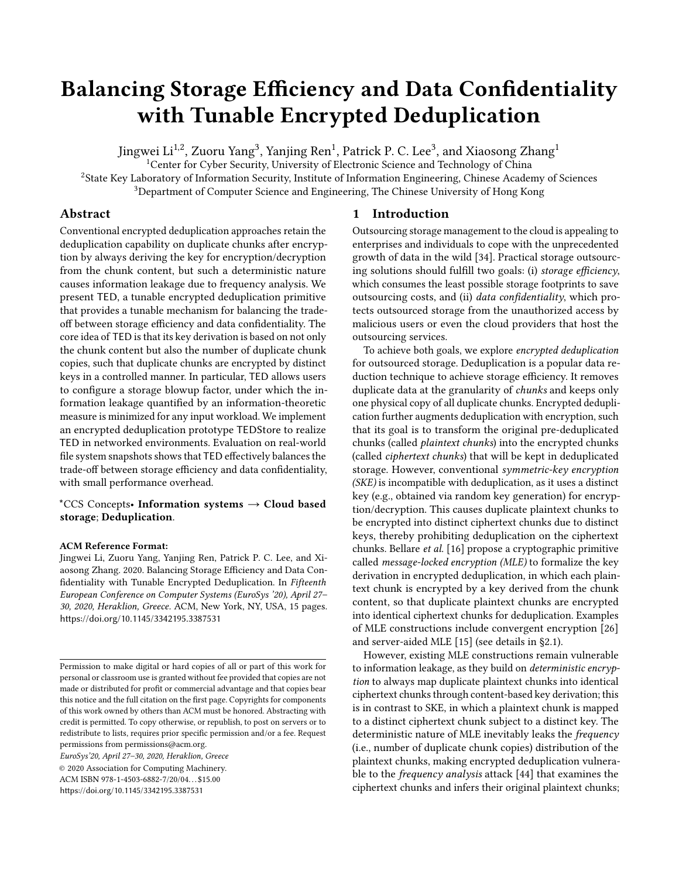# Balancing Storage Efficiency and Data Confidentiality with Tunable Encrypted Deduplication

Jingwei Li[1,2], Zuoru Yang[3], Yanjing Ren[1], Patrick P. C. Lee[3], and Xiaosong Zhang[1]

[1]Center for Cyber Security, University of Electronic Science and Technology of China

[2]State Key Laboratory of Information Security, Institute of Information Engineering, Chinese Academy of Sciences

[3]Department of Computer Science and Engineering, The Chinese University of Hong Kong

## Abstract

Conventional encrypted deduplication approaches retain the deduplication capability on duplicate chunks after encryption by always deriving the key for encryption/decryption from the chunk content, but such a deterministic nature causes information leakage due to frequency analysis. We present TED, a tunable encrypted deduplication primitive that provides a tunable mechanism for balancing the trade-off between storage efficiency and data confidentiality. The core idea of TED is that its key derivation is based on not only the chunk content but also the number of duplicate chunk copies, such that duplicate chunks are encrypted by distinct keys in a controlled manner. In particular, TED allows users to configure a storage blowup factor, under which the information leakage quantified by an information-theoretic measure is minimized for any input workload. We implement an encrypted deduplication prototype TEDStore to realize TED in networked environments. Evaluation on real-world file system snapshots shows that TED effectively balances the trade-off between storage efficiency and data confidentiality, with small performance overhead.

*CCS Concepts• **Information systems → Cloud based storage**; **Deduplication**.

**ACM Reference Format:**

Jingwei Li, Zuoru Yang, Yanjing Ren, Patrick P. C. Lee, and Xiaosong Zhang. 2020. Balancing Storage Efficiency and Data Confidentiality with Tunable Encrypted Deduplication. In *Fifteenth European Conference on Computer Systems (EuroSys '20), April 27–30, 2020, Heraklion, Greece.* ACM, New York, NY, USA, 15 pages. https://doi.org/10.1145/3342195.3387531

Permission to make digital or hard copies of all or part of this work for personal or classroom use is granted without fee provided that copies are not made or distributed for profit or commercial advantage and that copies bear this notice and the full citation on the first page. Copyrights for components of this work owned by others than ACM must be honored. Abstracting with credit is permitted. To copy otherwise, or republish, to post on servers or to redistribute to lists, requires prior specific permission and/or a fee. Request permissions from permissions@acm.org.

*EuroSys'20, April 27–30, 2020, Heraklion, Greece*

© 2020 Association for Computing Machinery.

ACM ISBN 978-1-4503-6882-7/20/04…$15.00

https://doi.org/10.1145/3342195.3387531

## 1 Introduction

Outsourcing storage management to the cloud is appealing to enterprises and individuals to cope with the unprecedented growth of data in the wild [34]. Practical storage outsourcing solutions should fulfill two goals: (i) *storage efficiency*, which consumes the least possible storage footprints to save outsourcing costs, and (ii) *data confidentiality*, which protects outsourced storage from the unauthorized access by malicious users or even the cloud providers that host the outsourcing services.

To achieve both goals, we explore *encrypted deduplication* for outsourced storage. Deduplication is a popular data reduction technique to achieve storage efficiency. It removes duplicate data at the granularity of *chunks* and keeps only one physical copy of all duplicate chunks. Encrypted deduplication further augments deduplication with encryption, such that its goal is to transform the original pre-deduplicated chunks (called *plaintext chunks*) into the encrypted chunks (called *ciphertext chunks*) that will be kept in deduplicated storage. However, conventional *symmetric-key encryption (SKE)* is incompatible with deduplication, as it uses a distinct key (e.g., obtained via random key generation) for encryption/decryption. This causes duplicate plaintext chunks to be encrypted into distinct ciphertext chunks due to distinct keys, thereby prohibiting deduplication on the ciphertext chunks. Bellare *et al.* [16] propose a cryptographic primitive called *message-locked encryption (MLE)* to formalize the key derivation in encrypted deduplication, in which each plaintext chunk is encrypted by a key derived from the chunk content, so that duplicate plaintext chunks are encrypted into identical ciphertext chunks for deduplication. Examples of MLE constructions include convergent encryption [26] and server-aided MLE [15] (see details in §2.1).

However, existing MLE constructions remain vulnerable to information leakage, as they build on *deterministic encryption* to always map duplicate plaintext chunks into identical ciphertext chunks through content-based key derivation; this is in contrast to SKE, in which a plaintext chunk is mapped to a distinct ciphertext chunk subject to a distinct key. The deterministic nature of MLE inevitably leaks the *frequency* (i.e., number of duplicate chunk copies) distribution of the plaintext chunks, making encrypted deduplication vulnerable to the *frequency analysis* attack [44] that examines the ciphertext chunks and infers their original plaintext chunks;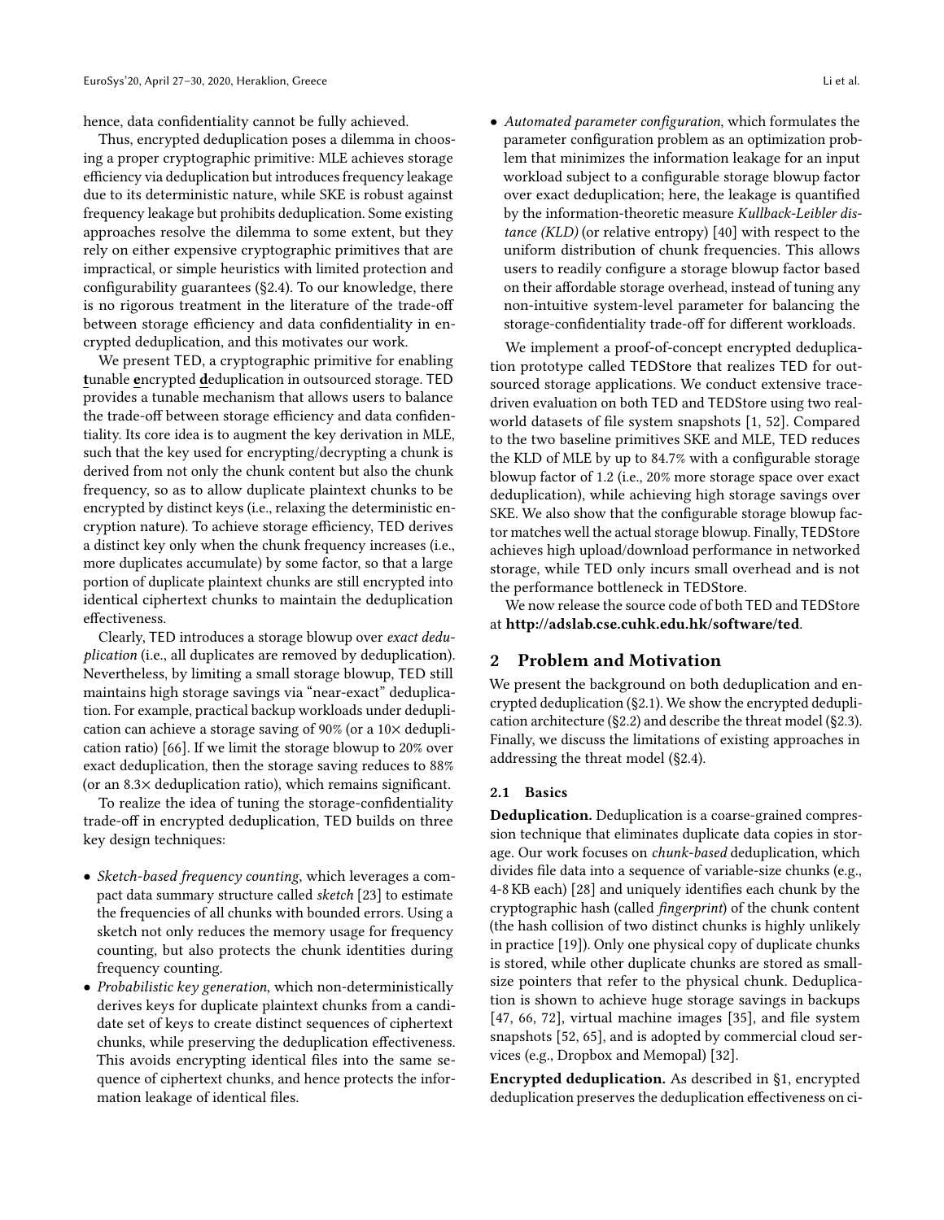hence, data confidentiality cannot be fully achieved.

Thus, encrypted deduplication poses a dilemma in choosing a proper cryptographic primitive: MLE achieves storage efficiency via deduplication but introduces frequency leakage due to its deterministic nature, while SKE is robust against frequency leakage but prohibits deduplication. Some existing approaches resolve the dilemma to some extent, but they rely on either expensive cryptographic primitives that are impractical, or simple heuristics with limited protection and configurability guarantees (§2.4). To our knowledge, there is no rigorous treatment in the literature of the trade-off between storage efficiency and data confidentiality in encrypted deduplication, and this motivates our work.

We present TED, a cryptographic primitive for enabling **t**unable **e**ncrypted **d**eduplication in outsourced storage. TED provides a tunable mechanism that allows users to balance the trade-off between storage efficiency and data confidentiality. Its core idea is to augment the key derivation in MLE, such that the key used for encrypting/decrypting a chunk is derived from not only the chunk content but also the chunk frequency, so as to allow duplicate plaintext chunks to be encrypted by distinct keys (i.e., relaxing the deterministic encryption nature). To achieve storage efficiency, TED derives a distinct key only when the chunk frequency increases (i.e., more duplicates accumulate) by some factor, so that a large portion of duplicate plaintext chunks are still encrypted into identical ciphertext chunks to maintain the deduplication effectiveness.

Clearly, TED introduces a storage blowup over *exact deduplication* (i.e., all duplicates are removed by deduplication). Nevertheless, by limiting a small storage blowup, TED still maintains high storage savings via "near-exact" deduplication. For example, practical backup workloads under deduplication can achieve a storage saving of 90% (or a 10× deduplication ratio) [66]. If we limit the storage blowup to 20% over exact deduplication, then the storage saving reduces to 88% (or an 8.3× deduplication ratio), which remains significant.

To realize the idea of tuning the storage-confidentiality trade-off in encrypted deduplication, TED builds on three key design techniques:

- *Sketch-based frequency counting*, which leverages a compact data summary structure called *sketch* [23] to estimate the frequencies of all chunks with bounded errors. Using a sketch not only reduces the memory usage for frequency counting, but also protects the chunk identities during frequency counting.
- *Probabilistic key generation*, which non-deterministically derives keys for duplicate plaintext chunks from a candidate set of keys to create distinct sequences of ciphertext chunks, while preserving the deduplication effectiveness. This avoids encrypting identical files into the same sequence of ciphertext chunks, and hence protects the information leakage of identical files.
- *Automated parameter configuration*, which formulates the parameter configuration problem as an optimization problem that minimizes the information leakage for an input workload subject to a configurable storage blowup factor over exact deduplication; here, the leakage is quantified by the information-theoretic measure *Kullback-Leibler distance (KLD)* (or relative entropy) [40] with respect to the uniform distribution of chunk frequencies. This allows users to readily configure a storage blowup factor based on their affordable storage overhead, instead of tuning any non-intuitive system-level parameter for balancing the storage-confidentiality trade-off for different workloads.

We implement a proof-of-concept encrypted deduplication prototype called TEDStore that realizes TED for outsourced storage applications. We conduct extensive trace-driven evaluation on both TED and TEDStore using two real-world datasets of file system snapshots [1, 52]. Compared to the two baseline primitives SKE and MLE, TED reduces the KLD of MLE by up to 84.7% with a configurable storage blowup factor of 1.2 (i.e., 20% more storage space over exact deduplication), while achieving high storage savings over SKE. We also show that the configurable storage blowup factor matches well the actual storage blowup. Finally, TEDStore achieves high upload/download performance in networked storage, while TED only incurs small overhead and is not the performance bottleneck in TEDStore.

We now release the source code of both TED and TEDStore at **http://adslab.cse.cuhk.edu.hk/software/ted**.

## 2 Problem and Motivation

We present the background on both deduplication and encrypted deduplication (§2.1). We show the encrypted deduplication architecture (§2.2) and describe the threat model (§2.3). Finally, we discuss the limitations of existing approaches in addressing the threat model (§2.4).

### 2.1 Basics

**Deduplication.** Deduplication is a coarse-grained compression technique that eliminates duplicate data copies in storage. Our work focuses on *chunk-based* deduplication, which divides file data into a sequence of variable-size chunks (e.g., 4-8 KB each) [28] and uniquely identifies each chunk by the cryptographic hash (called *fingerprint*) of the chunk content (the hash collision of two distinct chunks is highly unlikely in practice [19]). Only one physical copy of duplicate chunks is stored, while other duplicate chunks are stored as small-size pointers that refer to the physical chunk. Deduplication is shown to achieve huge storage savings in backups [47, 66, 72], virtual machine images [35], and file system snapshots [52, 65], and is adopted by commercial cloud services (e.g., Dropbox and Memopal) [32].

**Encrypted deduplication.** As described in §1, encrypted deduplication preserves the deduplication effectiveness on ci-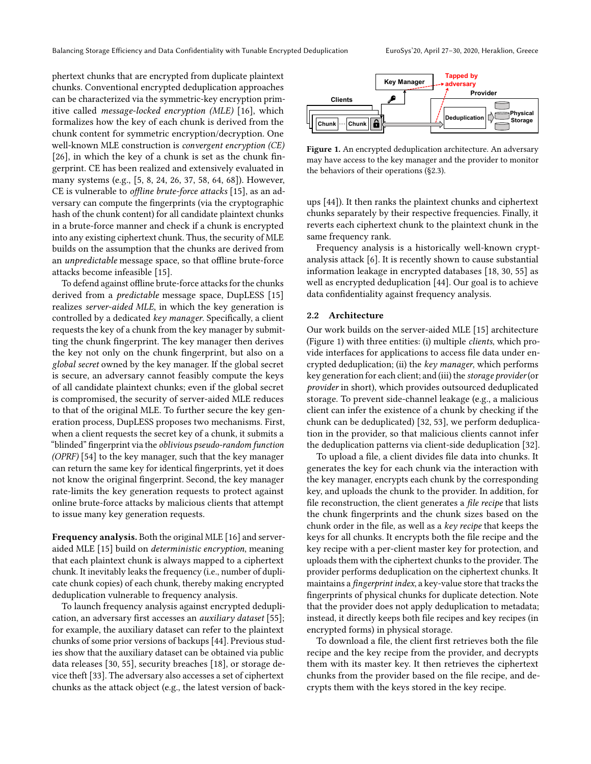phertext chunks that are encrypted from duplicate plaintext chunks. Conventional encrypted deduplication approaches can be characterized via the symmetric-key encryption primitive called *message-locked encryption (MLE)* [16], which formalizes how the key of each chunk is derived from the chunk content for symmetric encryption/decryption. One well-known MLE construction is *convergent encryption (CE)* [26], in which the key of a chunk is set as the chunk fingerprint. CE has been realized and extensively evaluated in many systems (e.g., [5, 8, 24, 26, 37, 58, 64, 68]). However, CE is vulnerable to *offline brute-force attacks* [15], as an adversary can compute the fingerprints (via the cryptographic hash of the chunk content) for all candidate plaintext chunks in a brute-force manner and check if a chunk is encrypted into any existing ciphertext chunk. Thus, the security of MLE builds on the assumption that the chunks are derived from an *unpredictable* message space, so that offline brute-force attacks become infeasible [15].

To defend against offline brute-force attacks for the chunks derived from a *predictable* message space, DupLESS [15] realizes *server-aided MLE*, in which the key generation is controlled by a dedicated *key manager*. Specifically, a client requests the key of a chunk from the key manager by submitting the chunk fingerprint. The key manager then derives the key not only on the chunk fingerprint, but also on a *global secret* owned by the key manager. If the global secret is secure, an adversary cannot feasibly compute the keys of all candidate plaintext chunks; even if the global secret is compromised, the security of server-aided MLE reduces to that of the original MLE. To further secure the key generation process, DupLESS proposes two mechanisms. First, when a client requests the secret key of a chunk, it submits a "blinded" fingerprint via the *oblivious pseudo-random function (OPRF)* [54] to the key manager, such that the key manager can return the same key for identical fingerprints, yet it does not know the original fingerprint. Second, the key manager rate-limits the key generation requests to protect against online brute-force attacks by malicious clients that attempt to issue many key generation requests.

**Frequency analysis.** Both the original MLE [16] and server-aided MLE [15] build on *deterministic encryption*, meaning that each plaintext chunk is always mapped to a ciphertext chunk. It inevitably leaks the frequency (i.e., number of duplicate chunk copies) of each chunk, thereby making encrypted deduplication vulnerable to frequency analysis.

To launch frequency analysis against encrypted deduplication, an adversary first accesses an *auxiliary dataset* [55]; for example, the auxiliary dataset can refer to the plaintext chunks of some prior versions of backups [44]. Previous studies show that the auxiliary dataset can be obtained via public data releases [30, 55], security breaches [18], or storage device theft [33]. The adversary also accesses a set of ciphertext chunks as the attack object (e.g., the latest version of backups [44]). It then ranks the plaintext chunks and ciphertext chunks separately by their respective frequencies. Finally, it reverts each ciphertext chunk to the plaintext chunk in the same frequency rank.

Frequency analysis is a historically well-known cryptanalysis attack [6]. It is recently shown to cause substantial information leakage in encrypted databases [18, 30, 55] as well as encrypted deduplication [44]. Our goal is to achieve data confidentiality against frequency analysis.

Figure 1. An encrypted deduplication architecture. An adversary may have access to the key manager and the provider to monitor the behaviors of their operations (§2.3).

## 2.2 Architecture

Our work builds on the server-aided MLE [15] architecture (Figure 1) with three entities: (i) multiple *clients*, which provide interfaces for applications to access file data under encrypted deduplication; (ii) the *key manager*, which performs key generation for each client; and (iii) the *storage provider* (or *provider* in short), which provides outsourced deduplicated storage. To prevent side-channel leakage (e.g., a malicious client can infer the existence of a chunk by checking if the chunk can be deduplicated) [32, 53], we perform deduplication in the provider, so that malicious clients cannot infer the deduplication patterns via client-side deduplication [32].

To upload a file, a client divides file data into chunks. It generates the key for each chunk via the interaction with the key manager, encrypts each chunk by the corresponding key, and uploads the chunk to the provider. In addition, for file reconstruction, the client generates a *file recipe* that lists the chunk fingerprints and the chunk sizes based on the chunk order in the file, as well as a *key recipe* that keeps the keys for all chunks. It encrypts both the file recipe and the key recipe with a per-client master key for protection, and uploads them with the ciphertext chunks to the provider. The provider performs deduplication on the ciphertext chunks. It maintains a *fingerprint index*, a key-value store that tracks the fingerprints of physical chunks for duplicate detection. Note that the provider does not apply deduplication to metadata; instead, it directly keeps both file recipes and key recipes (in encrypted forms) in physical storage.

To download a file, the client first retrieves both the file recipe and the key recipe from the provider, and decrypts them with its master key. It then retrieves the ciphertext chunks from the provider based on the file recipe, and decrypts them with the keys stored in the key recipe.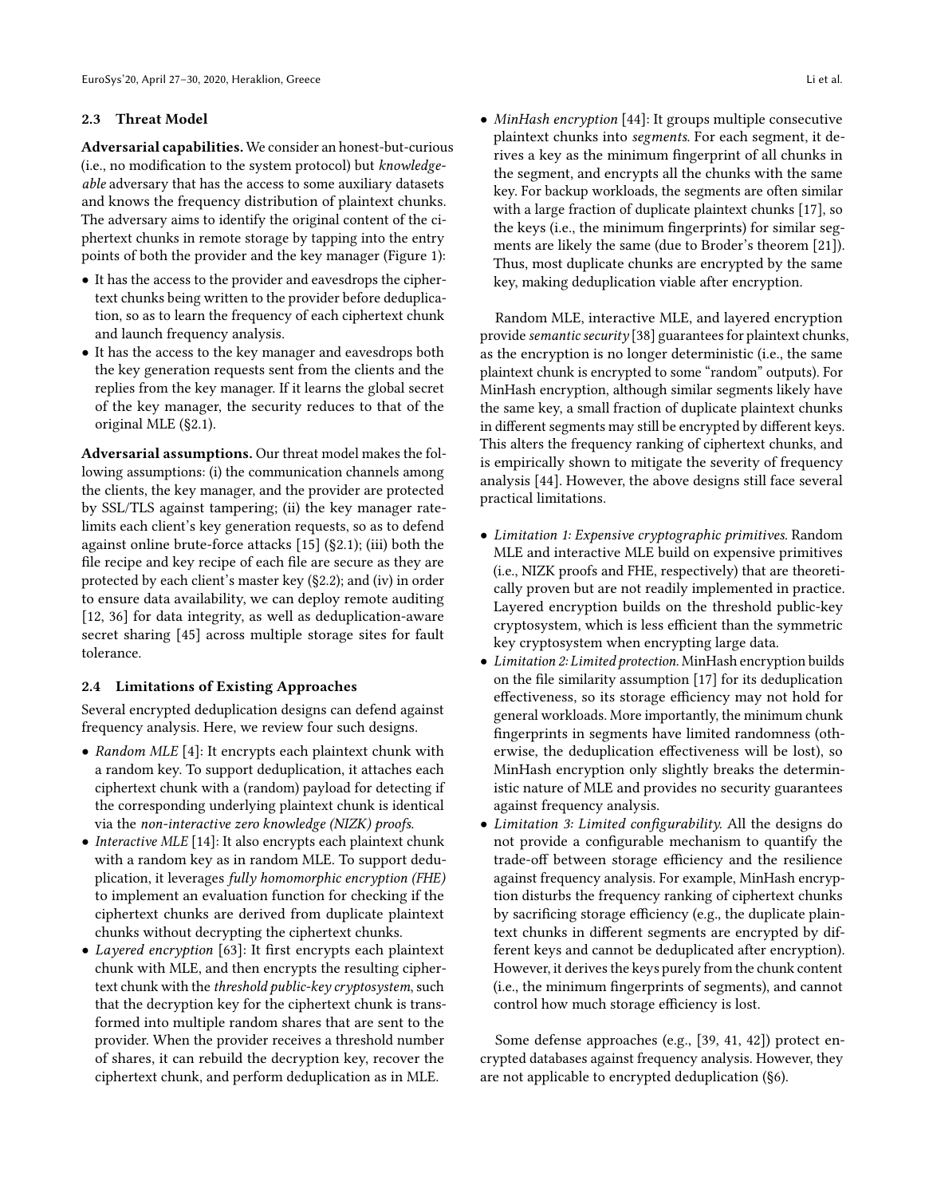### 2.3 Threat Model

**Adversarial capabilities.** We consider an honest-but-curious (i.e., no modification to the system protocol) but *knowledgeable* adversary that has the access to some auxiliary datasets and knows the frequency distribution of plaintext chunks. The adversary aims to identify the original content of the ciphertext chunks in remote storage by tapping into the entry points of both the provider and the key manager (Figure 1):

- It has the access to the provider and eavesdrops the ciphertext chunks being written to the provider before deduplication, so as to learn the frequency of each ciphertext chunk and launch frequency analysis.
- It has the access to the key manager and eavesdrops both the key generation requests sent from the clients and the replies from the key manager. If it learns the global secret of the key manager, the security reduces to that of the original MLE (§2.1).

**Adversarial assumptions.** Our threat model makes the following assumptions: (i) the communication channels among the clients, the key manager, and the provider are protected by SSL/TLS against tampering; (ii) the key manager rate-limits each client's key generation requests, so as to defend against online brute-force attacks [15] (§2.1); (iii) both the file recipe and key recipe of each file are secure as they are protected by each client's master key (§2.2); and (iv) in order to ensure data availability, we can deploy remote auditing [12, 36] for data integrity, as well as deduplication-aware secret sharing [45] across multiple storage sites for fault tolerance.

### 2.4 Limitations of Existing Approaches

Several encrypted deduplication designs can defend against frequency analysis. Here, we review four such designs.

- *Random MLE* [4]: It encrypts each plaintext chunk with a random key. To support deduplication, it attaches each ciphertext chunk with a (random) payload for detecting if the corresponding underlying plaintext chunk is identical via the *non-interactive zero knowledge (NIZK) proofs*.
- *Interactive MLE* [14]: It also encrypts each plaintext chunk with a random key as in random MLE. To support deduplication, it leverages *fully homomorphic encryption (FHE)* to implement an evaluation function for checking if the ciphertext chunks are derived from duplicate plaintext chunks without decrypting the ciphertext chunks.
- *Layered encryption* [63]: It first encrypts each plaintext chunk with MLE, and then encrypts the resulting ciphertext chunk with the *threshold public-key cryptosystem*, such that the decryption key for the ciphertext chunk is transformed into multiple random shares that are sent to the provider. When the provider receives a threshold number of shares, it can rebuild the decryption key, recover the ciphertext chunk, and perform deduplication as in MLE.
- *MinHash encryption* [44]: It groups multiple consecutive plaintext chunks into *segments*. For each segment, it derives a key as the minimum fingerprint of all chunks in the segment, and encrypts all the chunks with the same key. For backup workloads, the segments are often similar with a large fraction of duplicate plaintext chunks [17], so the keys (i.e., the minimum fingerprints) for similar segments are likely the same (due to Broder's theorem [21]). Thus, most duplicate chunks are encrypted by the same key, making deduplication viable after encryption.

Random MLE, interactive MLE, and layered encryption provide *semantic security* [38] guarantees for plaintext chunks, as the encryption is no longer deterministic (i.e., the same plaintext chunk is encrypted to some "random" outputs). For MinHash encryption, although similar segments likely have the same key, a small fraction of duplicate plaintext chunks in different segments may still be encrypted by different keys. This alters the frequency ranking of ciphertext chunks, and is empirically shown to mitigate the severity of frequency analysis [44]. However, the above designs still face several practical limitations.

- *Limitation 1: Expensive cryptographic primitives.* Random MLE and interactive MLE build on expensive primitives (i.e., NIZK proofs and FHE, respectively) that are theoretically proven but are not readily implemented in practice. Layered encryption builds on the threshold public-key cryptosystem, which is less efficient than the symmetric key cryptosystem when encrypting large data.
- *Limitation 2: Limited protection.* MinHash encryption builds on the file similarity assumption [17] for its deduplication effectiveness, so its storage efficiency may not hold for general workloads. More importantly, the minimum chunk fingerprints in segments have limited randomness (otherwise, the deduplication effectiveness will be lost), so MinHash encryption only slightly breaks the deterministic nature of MLE and provides no security guarantees against frequency analysis.
- *Limitation 3: Limited configurability.* All the designs do not provide a configurable mechanism to quantify the trade-off between storage efficiency and the resilience against frequency analysis. For example, MinHash encryption disturbs the frequency ranking of ciphertext chunks by sacrificing storage efficiency (e.g., the duplicate plaintext chunks in different segments are encrypted by different keys and cannot be deduplicated after encryption). However, it derives the keys purely from the chunk content (i.e., the minimum fingerprints of segments), and cannot control how much storage efficiency is lost.

Some defense approaches (e.g., [39, 41, 42]) protect encrypted databases against frequency analysis. However, they are not applicable to encrypted deduplication (§6).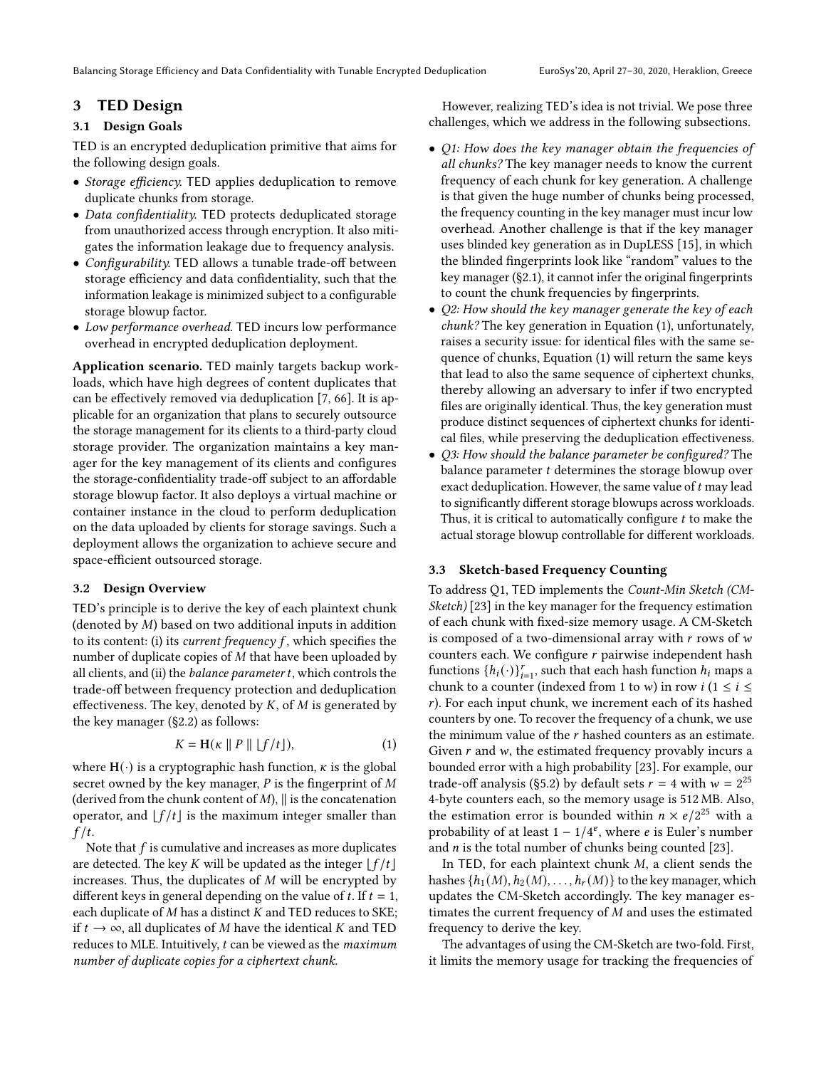## 3 TED Design

### 3.1 Design Goals

TED is an encrypted deduplication primitive that aims for the following design goals.

- *Storage efficiency.* TED applies deduplication to remove duplicate chunks from storage.
- *Data confidentiality.* TED protects deduplicated storage from unauthorized access through encryption. It also mitigates the information leakage due to frequency analysis.
- *Configurability.* TED allows a tunable trade-off between storage efficiency and data confidentiality, such that the information leakage is minimized subject to a configurable storage blowup factor.
- *Low performance overhead.* TED incurs low performance overhead in encrypted deduplication deployment.

**Application scenario.** TED mainly targets backup workloads, which have high degrees of content duplicates that can be effectively removed via deduplication [7, 66]. It is applicable for an organization that plans to securely outsource the storage management for its clients to a third-party cloud storage provider. The organization maintains a key manager for the key management of its clients and configures the storage-confidentiality trade-off subject to an affordable storage blowup factor. It also deploys a virtual machine or container instance in the cloud to perform deduplication on the data uploaded by clients for storage savings. Such a deployment allows the organization to achieve secure and space-efficient outsourced storage.

### 3.2 Design Overview

TED's principle is to derive the key of each plaintext chunk (denoted by $M$) based on two additional inputs in addition to its content: (i) its *current frequency* $f$, which specifies the number of duplicate copies of $M$ that have been uploaded by all clients, and (ii) the *balance parameter* $t$, which controls the trade-off between frequency protection and deduplication effectiveness. The key, denoted by $K$, of $M$ is generated by the key manager (§2.2) as follows:

$$K = \mathbf{H}(\kappa \parallel P \parallel \lfloor f/t \rfloor), \tag{1}$$

where $\mathbf{H}(\cdot)$ is a cryptographic hash function, $\kappa$ is the global secret owned by the key manager, $P$ is the fingerprint of $M$ (derived from the chunk content of $M$), $\parallel$ is the concatenation operator, and $\lfloor f/t \rfloor$ is the maximum integer smaller than $f/t$.

Note that $f$ is cumulative and increases as more duplicates are detected. The key $K$ will be updated as the integer $\lfloor f/t \rfloor$ increases. Thus, the duplicates of $M$ will be encrypted by different keys in general depending on the value of $t$. If $t = 1$, each duplicate of $M$ has a distinct $K$ and TED reduces to SKE; if $t \to \infty$, all duplicates of $M$ have the identical $K$ and TED reduces to MLE. Intuitively, $t$ can be viewed as the *maximum number of duplicate copies for a ciphertext chunk.*

However, realizing TED's idea is not trivial. We pose three challenges, which we address in the following subsections.

- *Q1: How does the key manager obtain the frequencies of all chunks?* The key manager needs to know the current frequency of each chunk for key generation. A challenge is that given the huge number of chunks being processed, the frequency counting in the key manager must incur low overhead. Another challenge is that if the key manager uses blinded key generation as in DupLESS [15], in which the blinded fingerprints look like "random" values to the key manager (§2.1), it cannot infer the original fingerprints to count the chunk frequencies by fingerprints.
- *Q2: How should the key manager generate the key of each chunk?* The key generation in Equation (1), unfortunately, raises a security issue: for identical files with the same sequence of chunks, Equation (1) will return the same keys that lead to also the same sequence of ciphertext chunks, thereby allowing an adversary to infer if two encrypted files are originally identical. Thus, the key generation must produce distinct sequences of ciphertext chunks for identical files, while preserving the deduplication effectiveness.
- *Q3: How should the balance parameter be configured?* The balance parameter $t$ determines the storage blowup over exact deduplication. However, the same value of $t$ may lead to significantly different storage blowups across workloads. Thus, it is critical to automatically configure $t$ to make the actual storage blowup controllable for different workloads.

### 3.3 Sketch-based Frequency Counting

To address Q1, TED implements the *Count-Min Sketch (CM-Sketch)* [23] in the key manager for the frequency estimation of each chunk with fixed-size memory usage. A CM-Sketch is composed of a two-dimensional array with $r$ rows of $w$ counters each. We configure $r$ pairwise independent hash functions $\{h_i(\cdot)\}_{i=1}^{r}$, such that each hash function $h_i$ maps a chunk to a counter (indexed from 1 to $w$) in row $i$ ($1 \leq i \leq r$). For each input chunk, we increment each of its hashed counters by one. To recover the frequency of a chunk, we use the minimum value of the $r$ hashed counters as an estimate. Given $r$ and $w$, the estimated frequency provably incurs a bounded error with a high probability [23]. For example, our trade-off analysis (§5.2) by default sets $r = 4$ with $w = 2^{25}$ 4-byte counters each, so the memory usage is 512 MB. Also, the estimation error is bounded within $n \times e/2^{25}$ with a probability of at least $1 - 1/4^e$, where $e$ is Euler's number and $n$ is the total number of chunks being counted [23].

In TED, for each plaintext chunk $M$, a client sends the hashes $\{h_1(M), h_2(M), \ldots, h_r(M)\}$ to the key manager, which updates the CM-Sketch accordingly. The key manager estimates the current frequency of $M$ and uses the estimated frequency to derive the key.

The advantages of using the CM-Sketch are two-fold. First, it limits the memory usage for tracking the frequencies of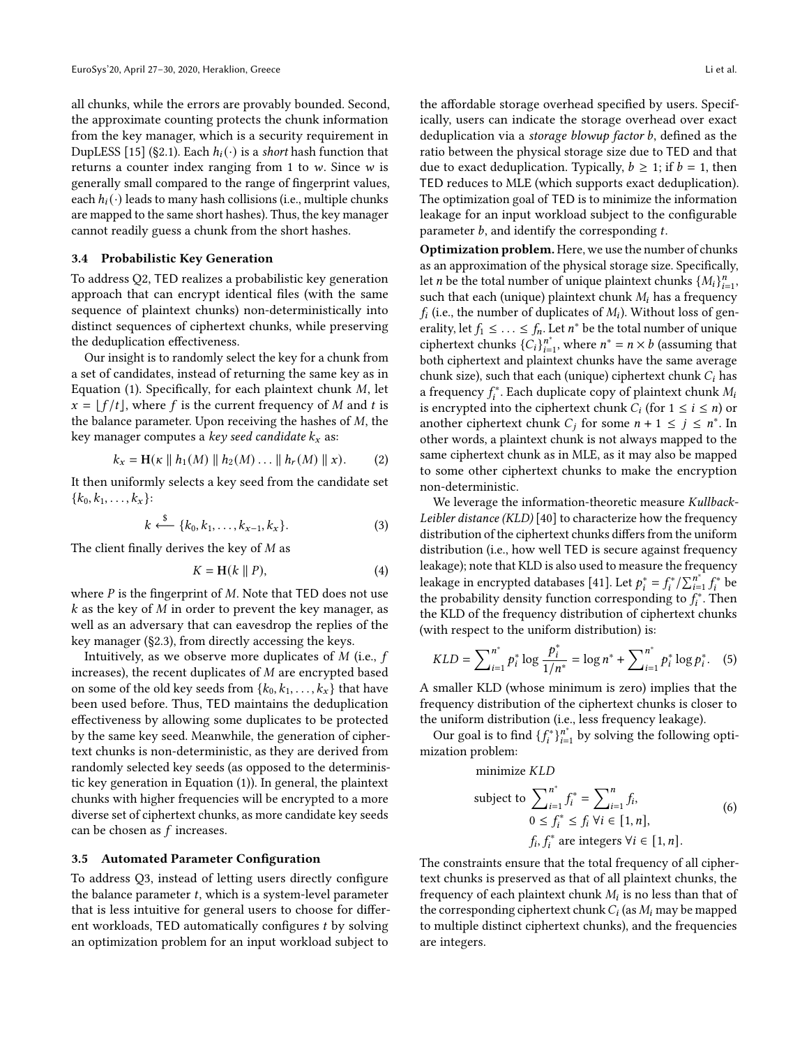all chunks, while the errors are provably bounded. Second, the approximate counting protects the chunk information from the key manager, which is a security requirement in DupLESS [15] (§2.1). Each $h_i(\cdot)$ is a *short* hash function that returns a counter index ranging from 1 to $w$. Since $w$ is generally small compared to the range of fingerprint values, each $h_i(\cdot)$ leads to many hash collisions (i.e., multiple chunks are mapped to the same short hashes). Thus, the key manager cannot readily guess a chunk from the short hashes.

### 3.4 Probabilistic Key Generation

To address Q2, TED realizes a probabilistic key generation approach that can encrypt identical files (with the same sequence of plaintext chunks) non-deterministically into distinct sequences of ciphertext chunks, while preserving the deduplication effectiveness.

Our insight is to randomly select the key for a chunk from a set of candidates, instead of returning the same key as in Equation (1). Specifically, for each plaintext chunk $M$, let $x = \lfloor f/t \rfloor$, where $f$ is the current frequency of $M$ and $t$ is the balance parameter. Upon receiving the hashes of $M$, the key manager computes a *key seed candidate* $k_x$ as:

$$k_x = \mathbf{H}(\kappa \parallel h_1(M) \parallel h_2(M) \ldots \parallel h_r(M) \parallel x). \quad (2)$$

It then uniformly selects a key seed from the candidate set $\{k_0, k_1, \ldots, k_x\}$:

$$k \xleftarrow{\$} \{k_0, k_1, \ldots, k_{x-1}, k_x\}. \quad (3)$$

The client finally derives the key of $M$ as

$$K = \mathbf{H}(k \parallel P), \quad (4)$$

where $P$ is the fingerprint of $M$. Note that TED does not use $k$ as the key of $M$ in order to prevent the key manager, as well as an adversary that can eavesdrop the replies of the key manager (§2.3), from directly accessing the keys.

Intuitively, as we observe more duplicates of $M$ (i.e., $f$ increases), the recent duplicates of $M$ are encrypted based on some of the old key seeds from $\{k_0, k_1, \ldots, k_x\}$ that have been used before. Thus, TED maintains the deduplication effectiveness by allowing some duplicates to be protected by the same key seed. Meanwhile, the generation of ciphertext chunks is non-deterministic, as they are derived from randomly selected key seeds (as opposed to the deterministic key generation in Equation (1)). In general, the plaintext chunks with higher frequencies will be encrypted to a more diverse set of ciphertext chunks, as more candidate key seeds can be chosen as $f$ increases.

### 3.5 Automated Parameter Configuration

To address Q3, instead of letting users directly configure the balance parameter $t$, which is a system-level parameter that is less intuitive for general users to choose for different workloads, TED automatically configures $t$ by solving an optimization problem for an input workload subject to the affordable storage overhead specified by users. Specifically, users can indicate the storage overhead over exact deduplication via a *storage blowup factor* $b$, defined as the ratio between the physical storage size due to TED and that due to exact deduplication. Typically, $b \geq 1$; if $b = 1$, then TED reduces to MLE (which supports exact deduplication). The optimization goal of TED is to minimize the information leakage for an input workload subject to the configurable parameter $b$, and identify the corresponding $t$.

**Optimization problem.** Here, we use the number of chunks as an approximation of the physical storage size. Specifically, let $n$ be the total number of unique plaintext chunks $\{M_i\}_{i=1}^{n}$, such that each (unique) plaintext chunk $M_i$ has a frequency $f_i$ (i.e., the number of duplicates of $M_i$). Without loss of generality, let $f_1 \leq \ldots \leq f_n$. Let $n^*$ be the total number of unique ciphertext chunks $\{C_i\}_{i=1}^{n^*}$, where $n^* = n \times b$ (assuming that both ciphertext and plaintext chunks have the same average chunk size), such that each (unique) ciphertext chunk $C_i$ has a frequency $f_i^*$. Each duplicate copy of plaintext chunk $M_i$ is encrypted into the ciphertext chunk $C_i$ (for $1 \leq i \leq n$) or another ciphertext chunk $C_j$ for some $n + 1 \leq j \leq n^*$. In other words, a plaintext chunk is not always mapped to the same ciphertext chunk as in MLE, as it may also be mapped to some other ciphertext chunks to make the encryption non-deterministic.

We leverage the information-theoretic measure *Kullback-Leibler distance (KLD)* [40] to characterize how the frequency distribution of the ciphertext chunks differs from the uniform distribution (i.e., how well TED is secure against frequency leakage); note that KLD is also used to measure the frequency leakage in encrypted databases [41]. Let $p_i^* = f_i^* / \sum_{i=1}^{n^*} f_i^*$ be the probability density function corresponding to $f_i^*$. Then the KLD of the frequency distribution of ciphertext chunks (with respect to the uniform distribution) is:

$$KLD = \sum_{i=1}^{n^*} p_i^* \log \frac{p_i^*}{1/n^*} = \log n^* + \sum_{i=1}^{n^*} p_i^* \log p_i^*. \quad (5)$$

A smaller KLD (whose minimum is zero) implies that the frequency distribution of the ciphertext chunks is closer to the uniform distribution (i.e., less frequency leakage).

Our goal is to find $\{f_i^*\}_{i=1}^{n^*}$ by solving the following optimization problem:

$$\begin{aligned}
&\text{minimize } KLD \\
&\text{subject to } \sum_{i=1}^{n^*} f_i^* = \sum_{i=1}^{n} f_i, \\
&\qquad 0 \leq f_i^* \leq f_i \; \forall i \in [1, n], \\
&\qquad f_i, f_i^* \text{ are integers } \forall i \in [1, n].
\end{aligned} \quad (6)$$

The constraints ensure that the total frequency of all ciphertext chunks is preserved as that of all plaintext chunks, the frequency of each plaintext chunk $M_i$ is no less than that of the corresponding ciphertext chunk $C_i$ (as $M_i$ may be mapped to multiple distinct ciphertext chunks), and the frequencies are integers.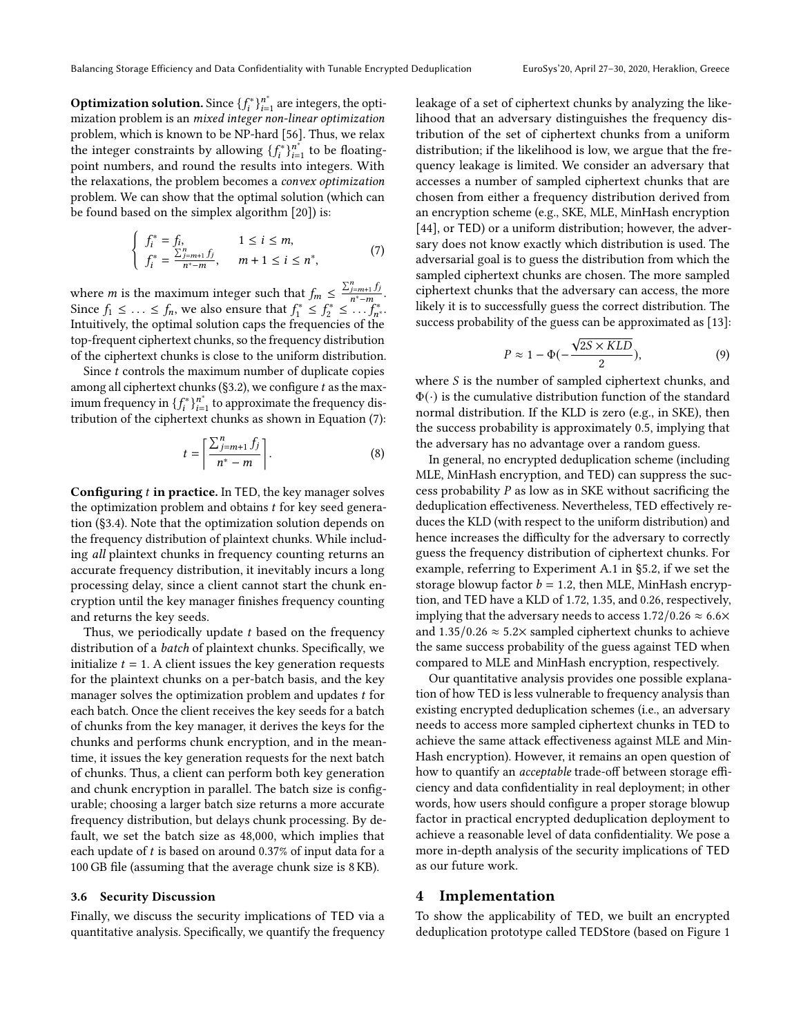**Optimization solution.** Since $\{f_i^*\}_{i=1}^{n^*}$ are integers, the optimization problem is an *mixed integer non-linear optimization* problem, which is known to be NP-hard [56]. Thus, we relax the integer constraints by allowing $\{f_i^*\}_{i=1}^{n^*}$ to be floating-point numbers, and round the results into integers. With the relaxations, the problem becomes a *convex optimization* problem. We can show that the optimal solution (which can be found based on the simplex algorithm [20]) is:

$$\begin{cases} f_i^* = f_i, & 1 \le i \le m, \\ f_i^* = \frac{\sum_{j=m+1}^{n} f_j}{n^* - m}, & m+1 \le i \le n^*, \end{cases} \tag{7}$$

where $m$ is the maximum integer such that $f_m \le \frac{\sum_{j=m+1}^{n} f_j}{n^* - m}$. Since $f_1 \le \ldots \le f_n$, we also ensure that $f_1^* \le f_2^* \le \ldots f_{n^*}^*$. Intuitively, the optimal solution caps the frequencies of the top-frequent ciphertext chunks, so the frequency distribution of the ciphertext chunks is close to the uniform distribution.

Since $t$ controls the maximum number of duplicate copies among all ciphertext chunks (§3.2), we configure $t$ as the maximum frequency in $\{f_i^*\}_{i=1}^{n^*}$ to approximate the frequency distribution of the ciphertext chunks as shown in Equation (7):

$$t = \left\lceil \frac{\sum_{j=m+1}^{n} f_j}{n^* - m} \right\rceil. \tag{8}$$

**Configuring $t$ in practice.** In TED, the key manager solves the optimization problem and obtains $t$ for key seed generation (§3.4). Note that the optimization solution depends on the frequency distribution of plaintext chunks. While including *all* plaintext chunks in frequency counting returns an accurate frequency distribution, it inevitably incurs a long processing delay, since a client cannot start the chunk encryption until the key manager finishes frequency counting and returns the key seeds.

Thus, we periodically update $t$ based on the frequency distribution of a *batch* of plaintext chunks. Specifically, we initialize $t = 1$. A client issues the key generation requests for the plaintext chunks on a per-batch basis, and the key manager solves the optimization problem and updates $t$ for each batch. Once the client receives the key seeds for a batch of chunks from the key manager, it derives the keys for the chunks and performs chunk encryption, and in the meantime, it issues the key generation requests for the next batch of chunks. Thus, a client can perform both key generation and chunk encryption in parallel. The batch size is configurable; choosing a larger batch size returns a more accurate frequency distribution, but delays chunk processing. By default, we set the batch size as 48,000, which implies that each update of $t$ is based on around 0.37% of input data for a 100 GB file (assuming that the average chunk size is 8 KB).

### 3.6 Security Discussion

Finally, we discuss the security implications of TED via a quantitative analysis. Specifically, we quantify the frequency leakage of a set of ciphertext chunks by analyzing the likelihood that an adversary distinguishes the frequency distribution of the set of ciphertext chunks from a uniform distribution; if the likelihood is low, we argue that the frequency leakage is limited. We consider an adversary that accesses a number of sampled ciphertext chunks that are chosen from either a frequency distribution derived from an encryption scheme (e.g., SKE, MLE, MinHash encryption [44], or TED) or a uniform distribution; however, the adversary does not know exactly which distribution is used. The adversarial goal is to guess the distribution from which the sampled ciphertext chunks are chosen. The more sampled ciphertext chunks that the adversary can access, the more likely it is to successfully guess the correct distribution. The success probability of the guess can be approximated as [13]:

$$P \approx 1 - \Phi\left(-\frac{\sqrt{2S \times KLD}}{2}\right), \tag{9}$$

where $S$ is the number of sampled ciphertext chunks, and $\Phi(\cdot)$ is the cumulative distribution function of the standard normal distribution. If the KLD is zero (e.g., in SKE), then the success probability is approximately 0.5, implying that the adversary has no advantage over a random guess.

In general, no encrypted deduplication scheme (including MLE, MinHash encryption, and TED) can suppress the success probability $P$ as low as in SKE without sacrificing the deduplication effectiveness. Nevertheless, TED effectively reduces the KLD (with respect to the uniform distribution) and hence increases the difficulty for the adversary to correctly guess the frequency distribution of ciphertext chunks. For example, referring to Experiment A.1 in §5.2, if we set the storage blowup factor $b = 1.2$, then MLE, MinHash encryption, and TED have a KLD of 1.72, 1.35, and 0.26, respectively, implying that the adversary needs to access $1.72/0.26 \approx 6.6\times$ and $1.35/0.26 \approx 5.2\times$ sampled ciphertext chunks to achieve the same success probability of the guess against TED when compared to MLE and MinHash encryption, respectively.

Our quantitative analysis provides one possible explanation of how TED is less vulnerable to frequency analysis than existing encrypted deduplication schemes (i.e., an adversary needs to access more sampled ciphertext chunks in TED to achieve the same attack effectiveness against MLE and MinHash encryption). However, it remains an open question of how to quantify an *acceptable* trade-off between storage efficiency and data confidentiality in real deployment; in other words, how users should configure a proper storage blowup factor in practical encrypted deduplication deployment to achieve a reasonable level of data confidentiality. We pose a more in-depth analysis of the security implications of TED as our future work.

## 4 Implementation

To show the applicability of TED, we built an encrypted deduplication prototype called TEDStore (based on Figure 1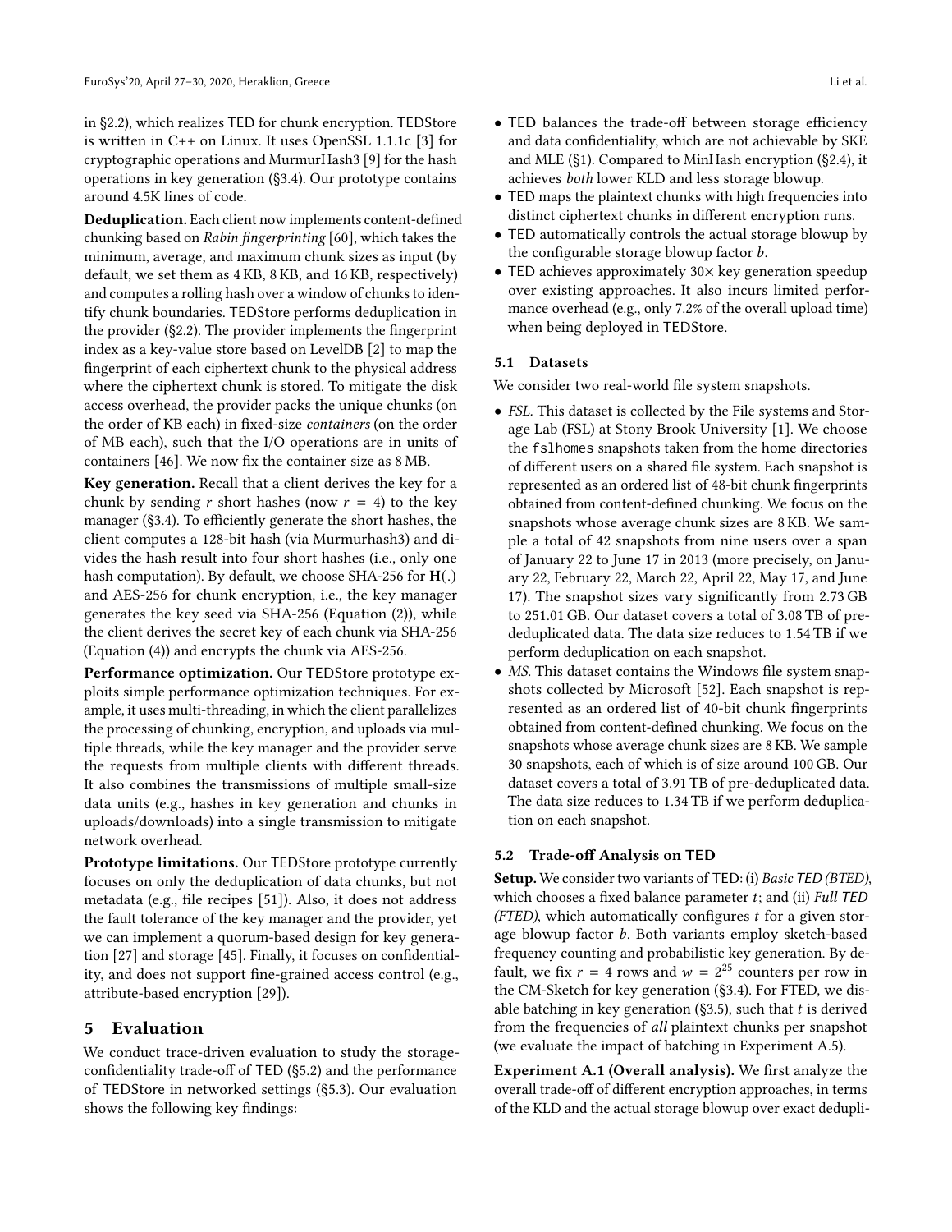in §2.2), which realizes TED for chunk encryption. TEDStore is written in C++ on Linux. It uses OpenSSL 1.1.1c [3] for cryptographic operations and MurmurHash3 [9] for the hash operations in key generation (§3.4). Our prototype contains around 4.5K lines of code.

**Deduplication.** Each client now implements content-defined chunking based on *Rabin fingerprinting* [60], which takes the minimum, average, and maximum chunk sizes as input (by default, we set them as 4 KB, 8 KB, and 16 KB, respectively) and computes a rolling hash over a window of chunks to identify chunk boundaries. TEDStore performs deduplication in the provider (§2.2). The provider implements the fingerprint index as a key-value store based on LevelDB [2] to map the fingerprint of each ciphertext chunk to the physical address where the ciphertext chunk is stored. To mitigate the disk access overhead, the provider packs the unique chunks (on the order of KB each) in fixed-size *containers* (on the order of MB each), such that the I/O operations are in units of containers [46]. We now fix the container size as 8 MB.

**Key generation.** Recall that a client derives the key for a chunk by sending $r$ short hashes (now $r = 4$) to the key manager (§3.4). To efficiently generate the short hashes, the client computes a 128-bit hash (via Murmurhash3) and divides the hash result into four short hashes (i.e., only one hash computation). By default, we choose SHA-256 for $\mathbf{H}(.)$ and AES-256 for chunk encryption, i.e., the key manager generates the key seed via SHA-256 (Equation (2)), while the client derives the secret key of each chunk via SHA-256 (Equation (4)) and encrypts the chunk via AES-256.

**Performance optimization.** Our TEDStore prototype exploits simple performance optimization techniques. For example, it uses multi-threading, in which the client parallelizes the processing of chunking, encryption, and uploads via multiple threads, while the key manager and the provider serve the requests from multiple clients with different threads. It also combines the transmissions of multiple small-size data units (e.g., hashes in key generation and chunks in uploads/downloads) into a single transmission to mitigate network overhead.

**Prototype limitations.** Our TEDStore prototype currently focuses on only the deduplication of data chunks, but not metadata (e.g., file recipes [51]). Also, it does not address the fault tolerance of the key manager and the provider, yet we can implement a quorum-based design for key generation [27] and storage [45]. Finally, it focuses on confidentiality, and does not support fine-grained access control (e.g., attribute-based encryption [29]).

# 5 Evaluation

We conduct trace-driven evaluation to study the storage-confidentiality trade-off of TED (§5.2) and the performance of TEDStore in networked settings (§5.3). Our evaluation shows the following key findings:

- TED balances the trade-off between storage efficiency and data confidentiality, which are not achievable by SKE and MLE (§1). Compared to MinHash encryption (§2.4), it achieves *both* lower KLD and less storage blowup.
- TED maps the plaintext chunks with high frequencies into distinct ciphertext chunks in different encryption runs.
- TED automatically controls the actual storage blowup by the configurable storage blowup factor $b$.
- TED achieves approximately 30× key generation speedup over existing approaches. It also incurs limited performance overhead (e.g., only 7.2% of the overall upload time) when being deployed in TEDStore.

## 5.1 Datasets

We consider two real-world file system snapshots.

- *FSL.* This dataset is collected by the File systems and Storage Lab (FSL) at Stony Brook University [1]. We choose the `fslhomes` snapshots taken from the home directories of different users on a shared file system. Each snapshot is represented as an ordered list of 48-bit chunk fingerprints obtained from content-defined chunking. We focus on the snapshots whose average chunk sizes are 8 KB. We sample a total of 42 snapshots from nine users over a span of January 22 to June 17 in 2013 (more precisely, on January 22, February 22, March 22, April 22, May 17, and June 17). The snapshot sizes vary significantly from 2.73 GB to 251.01 GB. Our dataset covers a total of 3.08 TB of pre-deduplicated data. The data size reduces to 1.54 TB if we perform deduplication on each snapshot.
- *MS.* This dataset contains the Windows file system snapshots collected by Microsoft [52]. Each snapshot is represented as an ordered list of 40-bit chunk fingerprints obtained from content-defined chunking. We focus on the snapshots whose average chunk sizes are 8 KB. We sample 30 snapshots, each of which is of size around 100 GB. Our dataset covers a total of 3.91 TB of pre-deduplicated data. The data size reduces to 1.34 TB if we perform deduplication on each snapshot.

## 5.2 Trade-off Analysis on TED

**Setup.** We consider two variants of TED: (i) *Basic TED (BTED)*, which chooses a fixed balance parameter $t$; and (ii) *Full TED (FTED)*, which automatically configures $t$ for a given storage blowup factor $b$. Both variants employ sketch-based frequency counting and probabilistic key generation. By default, we fix $r = 4$ rows and $w = 2^{25}$ counters per row in the CM-Sketch for key generation (§3.4). For FTED, we disable batching in key generation (§3.5), such that $t$ is derived from the frequencies of *all* plaintext chunks per snapshot (we evaluate the impact of batching in Experiment A.5).

**Experiment A.1 (Overall analysis).** We first analyze the overall trade-off of different encryption approaches, in terms of the KLD and the actual storage blowup over exact dedupli-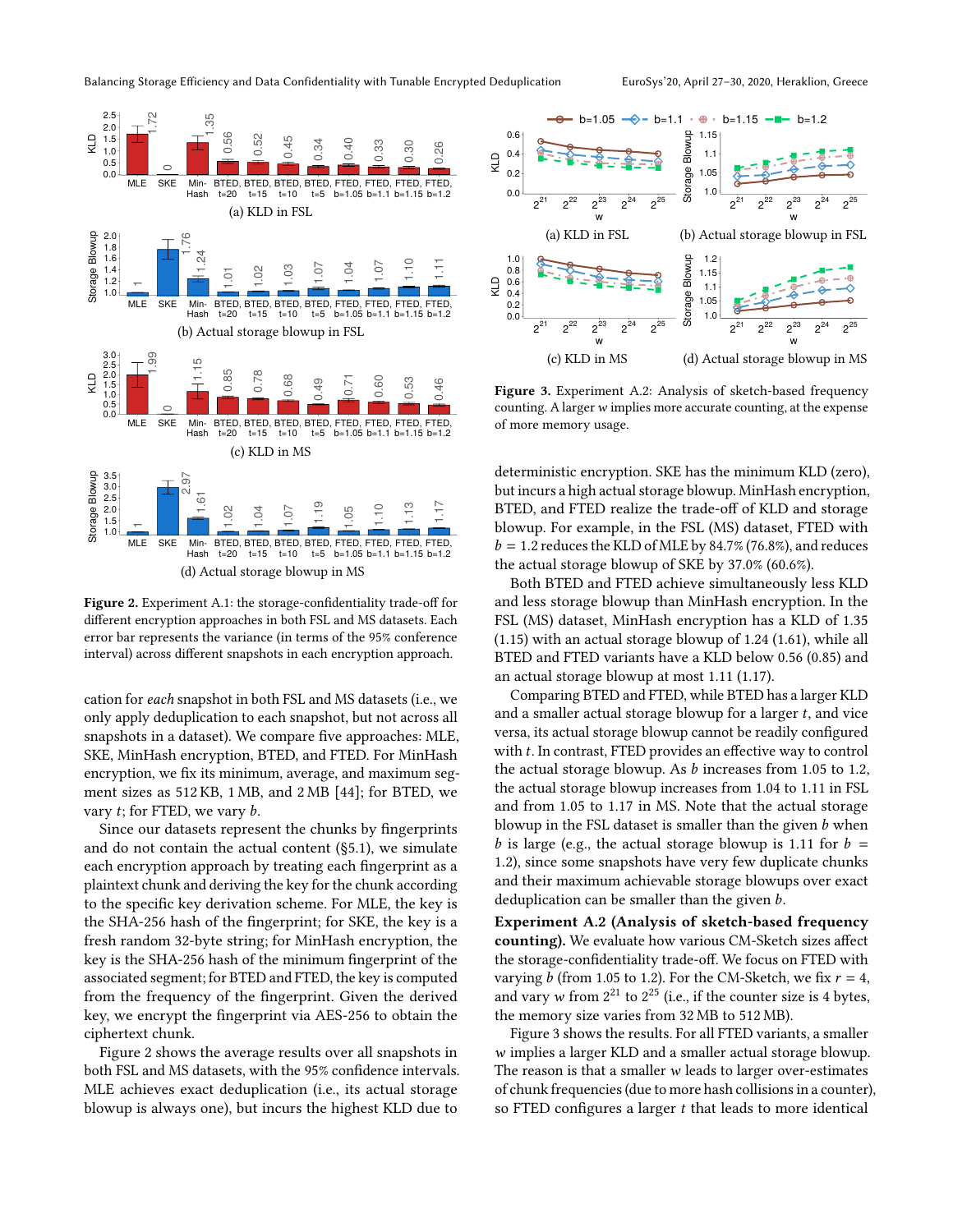Figure 2. Experiment A.1: the storage-confidentiality trade-off for different encryption approaches in both FSL and MS datasets. Each error bar represents the variance (in terms of the 95% conference interval) across different snapshots in each encryption approach.

cation for *each* snapshot in both FSL and MS datasets (i.e., we only apply deduplication to each snapshot, but not across all snapshots in a dataset). We compare five approaches: MLE, SKE, MinHash encryption, BTED, and FTED. For MinHash encryption, we fix its minimum, average, and maximum segment sizes as 512 KB, 1 MB, and 2 MB [44]; for BTED, we vary $t$; for FTED, we vary $b$.

Since our datasets represent the chunks by fingerprints and do not contain the actual content (§5.1), we simulate each encryption approach by treating each fingerprint as a plaintext chunk and deriving the key for the chunk according to the specific key derivation scheme. For MLE, the key is the SHA-256 hash of the fingerprint; for SKE, the key is a fresh random 32-byte string; for MinHash encryption, the key is the SHA-256 hash of the minimum fingerprint of the associated segment; for BTED and FTED, the key is computed from the frequency of the fingerprint. Given the derived key, we encrypt the fingerprint via AES-256 to obtain the ciphertext chunk.

Figure 2 shows the average results over all snapshots in both FSL and MS datasets, with the 95% confidence intervals. MLE achieves exact deduplication (i.e., its actual storage blowup is always one), but incurs the highest KLD due to deterministic encryption. SKE has the minimum KLD (zero), but incurs a high actual storage blowup. MinHash encryption, BTED, and FTED realize the trade-off of KLD and storage blowup. For example, in the FSL (MS) dataset, FTED with $b = 1.2$ reduces the KLD of MLE by 84.7% (76.8%), and reduces the actual storage blowup of SKE by 37.0% (60.6%).

Both BTED and FTED achieve simultaneously less KLD and less storage blowup than MinHash encryption. In the FSL (MS) dataset, MinHash encryption has a KLD of 1.35 (1.15) with an actual storage blowup of 1.24 (1.61), while all BTED and FTED variants have a KLD below 0.56 (0.85) and an actual storage blowup at most 1.11 (1.17).

Comparing BTED and FTED, while BTED has a larger KLD and a smaller actual storage blowup for a larger $t$, and vice versa, its actual storage blowup cannot be readily configured with $t$. In contrast, FTED provides an effective way to control the actual storage blowup. As $b$ increases from 1.05 to 1.2, the actual storage blowup increases from 1.04 to 1.11 in FSL and from 1.05 to 1.17 in MS. Note that the actual storage blowup in the FSL dataset is smaller than the given $b$ when $b$ is large (e.g., the actual storage blowup is 1.11 for $b = 1.2$), since some snapshots have very few duplicate chunks and their maximum achievable storage blowups over exact deduplication can be smaller than the given $b$.

Figure 3. Experiment A.2: Analysis of sketch-based frequency counting. A larger $w$ implies more accurate counting, at the expense of more memory usage.

**Experiment A.2 (Analysis of sketch-based frequency counting).** We evaluate how various CM-Sketch sizes affect the storage-confidentiality trade-off. We focus on FTED with varying $b$ (from 1.05 to 1.2). For the CM-Sketch, we fix $r = 4$, and vary $w$ from $2^{21}$ to $2^{25}$ (i.e., if the counter size is 4 bytes, the memory size varies from 32 MB to 512 MB).

Figure 3 shows the results. For all FTED variants, a smaller $w$ implies a larger KLD and a smaller actual storage blowup. The reason is that a smaller $w$ leads to larger over-estimates of chunk frequencies (due to more hash collisions in a counter), so FTED configures a larger $t$ that leads to more identical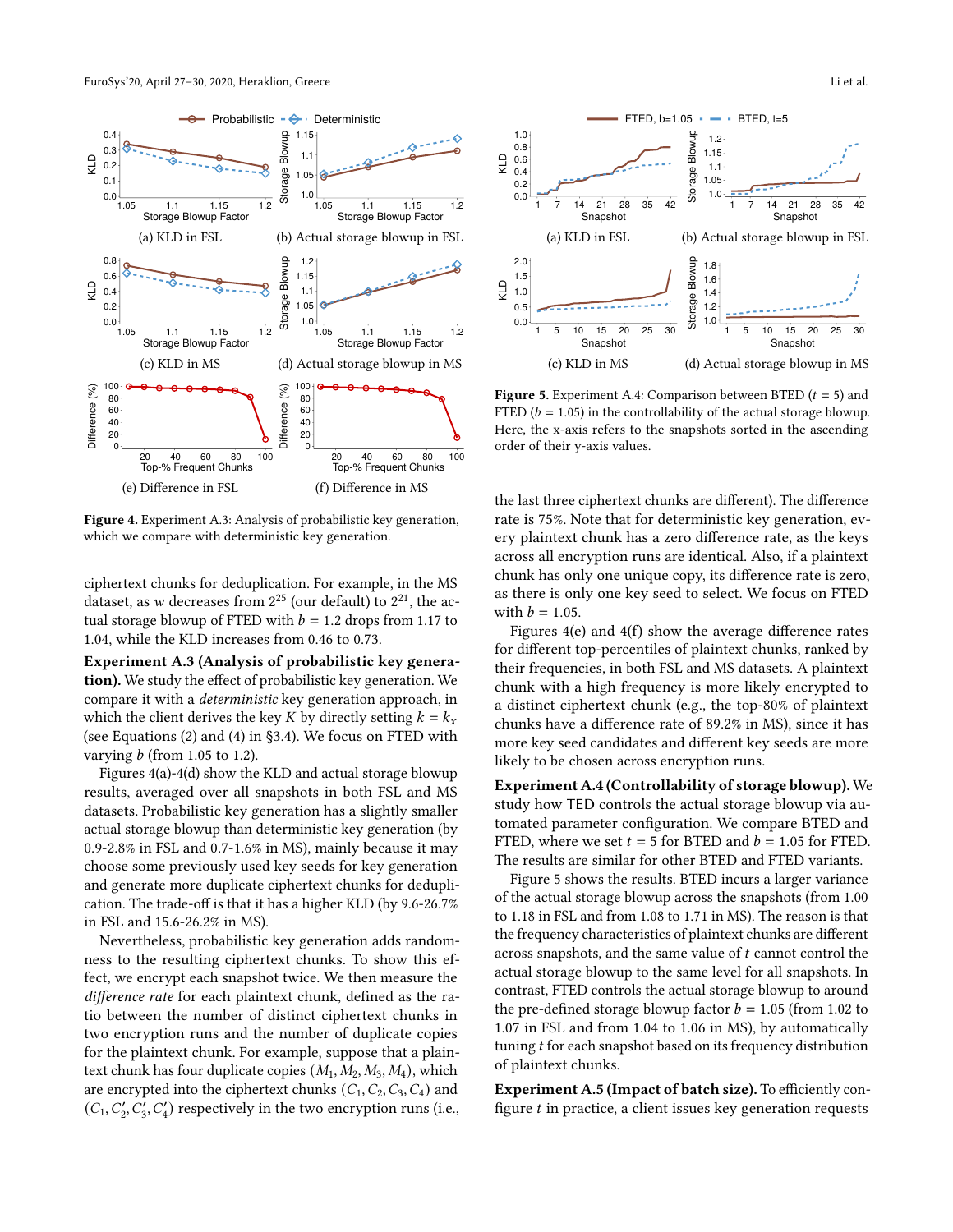**Figure 4.** Experiment A.3: Analysis of probabilistic key generation, which we compare with deterministic key generation.

ciphertext chunks for deduplication. For example, in the MS dataset, as $w$ decreases from $2^{25}$ (our default) to $2^{21}$, the actual storage blowup of FTED with $b = 1.2$ drops from 1.17 to 1.04, while the KLD increases from 0.46 to 0.73.

**Experiment A.3 (Analysis of probabilistic key generation).** We study the effect of probabilistic key generation. We compare it with a *deterministic* key generation approach, in which the client derives the key $K$ by directly setting $k = k_x$ (see Equations (2) and (4) in §3.4). We focus on FTED with varying $b$ (from 1.05 to 1.2).

Figures 4(a)-4(d) show the KLD and actual storage blowup results, averaged over all snapshots in both FSL and MS datasets. Probabilistic key generation has a slightly smaller actual storage blowup than deterministic key generation (by 0.9-2.8% in FSL and 0.7-1.6% in MS), mainly because it may choose some previously used key seeds for key generation and generate more duplicate ciphertext chunks for deduplication. The trade-off is that it has a higher KLD (by 9.6-26.7% in FSL and 15.6-26.2% in MS).

Nevertheless, probabilistic key generation adds randomness to the resulting ciphertext chunks. To show this effect, we encrypt each snapshot twice. We then measure the *difference rate* for each plaintext chunk, defined as the ratio between the number of distinct ciphertext chunks in two encryption runs and the number of duplicate copies for the plaintext chunk. For example, suppose that a plaintext chunk has four duplicate copies $(M_1, M_2, M_3, M_4)$, which are encrypted into the ciphertext chunks $(C_1, C_2, C_3, C_4)$ and $(C_1, C_2', C_3', C_4')$ respectively in the two encryption runs (i.e., the last three ciphertext chunks are different). The difference rate is 75%. Note that for deterministic key generation, every plaintext chunk has a zero difference rate, as the keys across all encryption runs are identical. Also, if a plaintext chunk has only one unique copy, its difference rate is zero, as there is only one key seed to select. We focus on FTED with $b = 1.05$.

Figures 4(e) and 4(f) show the average difference rates for different top-percentiles of plaintext chunks, ranked by their frequencies, in both FSL and MS datasets. A plaintext chunk with a high frequency is more likely encrypted to a distinct ciphertext chunk (e.g., the top-80% of plaintext chunks have a difference rate of 89.2% in MS), since it has more key seed candidates and different key seeds are more likely to be chosen across encryption runs.

**Figure 5.** Experiment A.4: Comparison between BTED ($t = 5$) and FTED ($b = 1.05$) in the controllability of the actual storage blowup. Here, the x-axis refers to the snapshots sorted in the ascending order of their y-axis values.

**Experiment A.4 (Controllability of storage blowup).** We study how TED controls the actual storage blowup via automated parameter configuration. We compare BTED and FTED, where we set $t = 5$ for BTED and $b = 1.05$ for FTED. The results are similar for other BTED and FTED variants.

Figure 5 shows the results. BTED incurs a larger variance of the actual storage blowup across the snapshots (from 1.00 to 1.18 in FSL and from 1.08 to 1.71 in MS). The reason is that the frequency characteristics of plaintext chunks are different across snapshots, and the same value of $t$ cannot control the actual storage blowup to the same level for all snapshots. In contrast, FTED controls the actual storage blowup to around the pre-defined storage blowup factor $b = 1.05$ (from 1.02 to 1.07 in FSL and from 1.04 to 1.06 in MS), by automatically tuning $t$ for each snapshot based on its frequency distribution of plaintext chunks.

**Experiment A.5 (Impact of batch size).** To efficiently configure $t$ in practice, a client issues key generation requests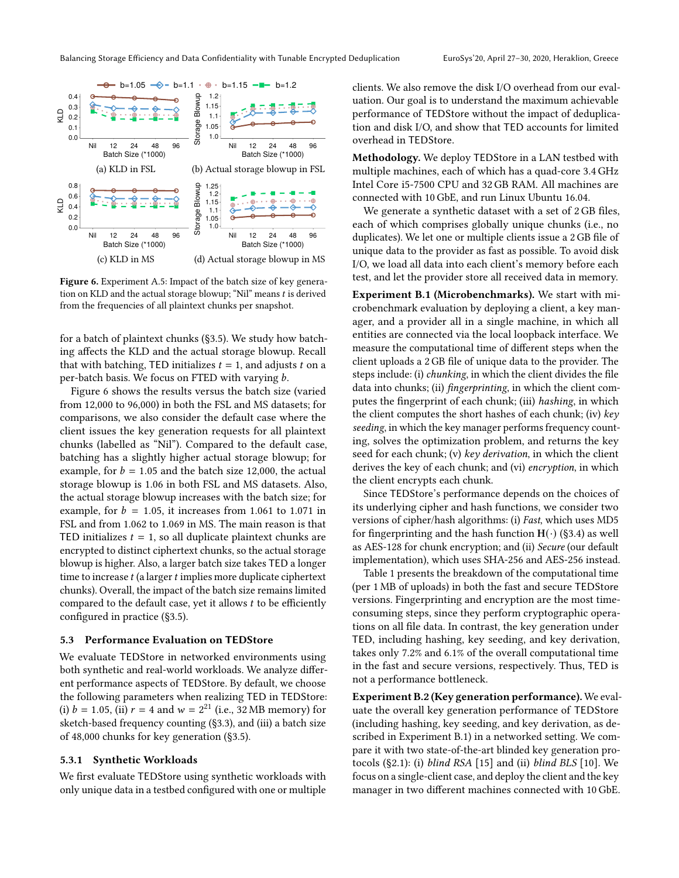Figure 6. Experiment A.5: Impact of the batch size of key generation on KLD and the actual storage blowup; "Nil" means $t$ is derived from the frequencies of all plaintext chunks per snapshot.

for a batch of plaintext chunks (§3.5). We study how batching affects the KLD and the actual storage blowup. Recall that with batching, TED initializes $t = 1$, and adjusts $t$ on a per-batch basis. We focus on FTED with varying $b$.

Figure 6 shows the results versus the batch size (varied from 12,000 to 96,000) in both the FSL and MS datasets; for comparisons, we also consider the default case where the client issues the key generation requests for all plaintext chunks (labelled as "Nil"). Compared to the default case, batching has a slightly higher actual storage blowup; for example, for $b = 1.05$ and the batch size 12,000, the actual storage blowup is 1.06 in both FSL and MS datasets. Also, the actual storage blowup increases with the batch size; for example, for $b = 1.05$, it increases from 1.061 to 1.071 in FSL and from 1.062 to 1.069 in MS. The main reason is that TED initializes $t = 1$, so all duplicate plaintext chunks are encrypted to distinct ciphertext chunks, so the actual storage blowup is higher. Also, a larger batch size takes TED a longer time to increase $t$ (a larger $t$ implies more duplicate ciphertext chunks). Overall, the impact of the batch size remains limited compared to the default case, yet it allows $t$ to be efficiently configured in practice (§3.5).

### 5.3 Performance Evaluation on TEDStore

We evaluate TEDStore in networked environments using both synthetic and real-world workloads. We analyze different performance aspects of TEDStore. By default, we choose the following parameters when realizing TED in TEDStore: (i) $b = 1.05$, (ii) $r = 4$ and $w = 2^{21}$ (i.e., 32 MB memory) for sketch-based frequency counting (§3.3), and (iii) a batch size of 48,000 chunks for key generation (§3.5).

#### 5.3.1 Synthetic Workloads

We first evaluate TEDStore using synthetic workloads with only unique data in a testbed configured with one or multiple clients. We also remove the disk I/O overhead from our evaluation. Our goal is to understand the maximum achievable performance of TEDStore without the impact of deduplication and disk I/O, and show that TED accounts for limited overhead in TEDStore.

**Methodology.** We deploy TEDStore in a LAN testbed with multiple machines, each of which has a quad-core 3.4 GHz Intel Core i5-7500 CPU and 32 GB RAM. All machines are connected with 10 GbE, and run Linux Ubuntu 16.04.

We generate a synthetic dataset with a set of 2 GB files, each of which comprises globally unique chunks (i.e., no duplicates). We let one or multiple clients issue a 2 GB file of unique data to the provider as fast as possible. To avoid disk I/O, we load all data into each client's memory before each test, and let the provider store all received data in memory.

**Experiment B.1 (Microbenchmarks).** We start with microbenchmark evaluation by deploying a client, a key manager, and a provider all in a single machine, in which all entities are connected via the local loopback interface. We measure the computational time of different steps when the client uploads a 2 GB file of unique data to the provider. The steps include: (i) *chunking*, in which the client divides the file data into chunks; (ii) *fingerprinting*, in which the client computes the fingerprint of each chunk; (iii) *hashing*, in which the client computes the short hashes of each chunk; (iv) *key seeding*, in which the key manager performs frequency counting, solves the optimization problem, and returns the key seed for each chunk; (v) *key derivation*, in which the client derives the key of each chunk; and (vi) *encryption*, in which the client encrypts each chunk.

Since TEDStore's performance depends on the choices of its underlying cipher and hash functions, we consider two versions of cipher/hash algorithms: (i) *Fast*, which uses MD5 for fingerprinting and the hash function $\mathbf{H}(\cdot)$ (§3.4) as well as AES-128 for chunk encryption; and (ii) *Secure* (our default implementation), which uses SHA-256 and AES-256 instead.

Table 1 presents the breakdown of the computational time (per 1 MB of uploads) in both the fast and secure TEDStore versions. Fingerprinting and encryption are the most time-consuming steps, since they perform cryptographic operations on all file data. In contrast, the key generation under TED, including hashing, key seeding, and key derivation, takes only 7.2% and 6.1% of the overall computational time in the fast and secure versions, respectively. Thus, TED is not a performance bottleneck.

**Experiment B.2 (Key generation performance).** We evaluate the overall key generation performance of TEDStore (including hashing, key seeding, and key derivation, as described in Experiment B.1) in a networked setting. We compare it with two state-of-the-art blinded key generation protocols (§2.1): (i) *blind RSA* [15] and (ii) *blind BLS* [10]. We focus on a single-client case, and deploy the client and the key manager in two different machines connected with 10 GbE.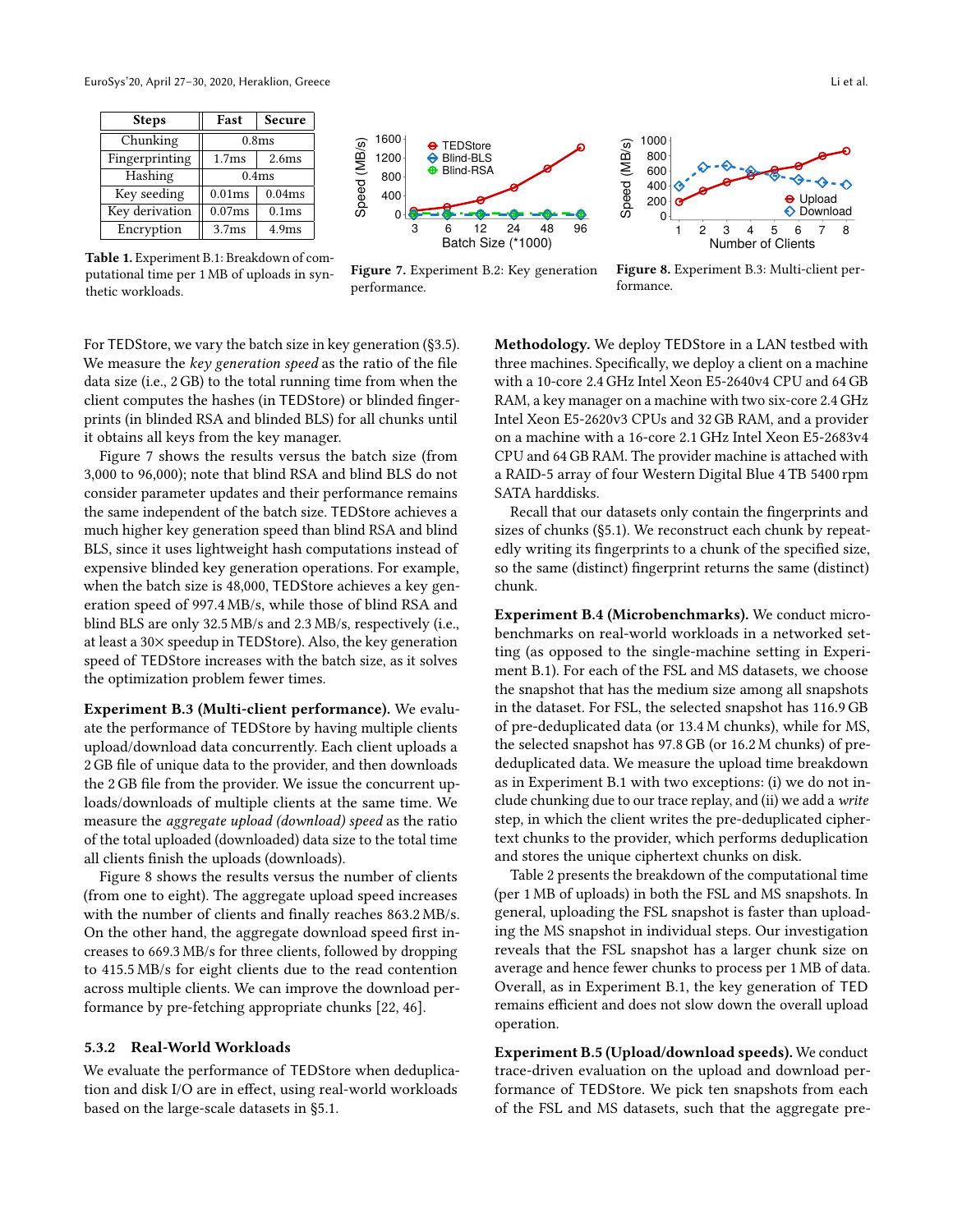| Steps | Fast | Secure |
| --- | --- | --- |
| Chunking | 0.8ms | |
| Fingerprinting | 1.7ms | 2.6ms |
| Hashing | 0.4ms | |
| Key seeding | 0.01ms | 0.04ms |
| Key derivation | 0.07ms | 0.1ms |
| Encryption | 3.7ms | 4.9ms |

**Table 1.** Experiment B.1: Breakdown of computational time per 1 MB of uploads in synthetic workloads.

**Figure 7.** Experiment B.2: Key generation performance.

**Figure 8.** Experiment B.3: Multi-client performance.

For TEDStore, we vary the batch size in key generation (§3.5). We measure the *key generation speed* as the ratio of the file data size (i.e., 2 GB) to the total running time from when the client computes the hashes (in TEDStore) or blinded fingerprints (in blinded RSA and blinded BLS) for all chunks until it obtains all keys from the key manager.

Figure 7 shows the results versus the batch size (from 3,000 to 96,000); note that blind RSA and blind BLS do not consider parameter updates and their performance remains the same independent of the batch size. TEDStore achieves a much higher key generation speed than blind RSA and blind BLS, since it uses lightweight hash computations instead of expensive blinded key generation operations. For example, when the batch size is 48,000, TEDStore achieves a key generation speed of 997.4 MB/s, while those of blind RSA and blind BLS are only 32.5 MB/s and 2.3 MB/s, respectively (i.e., at least a 30× speedup in TEDStore). Also, the key generation speed of TEDStore increases with the batch size, as it solves the optimization problem fewer times.

**Experiment B.3 (Multi-client performance).** We evaluate the performance of TEDStore by having multiple clients upload/download data concurrently. Each client uploads a 2 GB file of unique data to the provider, and then downloads the 2 GB file from the provider. We issue the concurrent uploads/downloads of multiple clients at the same time. We measure the *aggregate upload (download) speed* as the ratio of the total uploaded (downloaded) data size to the total time all clients finish the uploads (downloads).

Figure 8 shows the results versus the number of clients (from one to eight). The aggregate upload speed increases with the number of clients and finally reaches 863.2 MB/s. On the other hand, the aggregate download speed first increases to 669.3 MB/s for three clients, followed by dropping to 415.5 MB/s for eight clients due to the read contention across multiple clients. We can improve the download performance by pre-fetching appropriate chunks [22, 46].

### 5.3.2 Real-World Workloads

We evaluate the performance of TEDStore when deduplication and disk I/O are in effect, using real-world workloads based on the large-scale datasets in §5.1.

**Methodology.** We deploy TEDStore in a LAN testbed with three machines. Specifically, we deploy a client on a machine with a 10-core 2.4 GHz Intel Xeon E5-2640v4 CPU and 64 GB RAM, a key manager on a machine with two six-core 2.4 GHz Intel Xeon E5-2620v3 CPUs and 32 GB RAM, and a provider on a machine with a 16-core 2.1 GHz Intel Xeon E5-2683v4 CPU and 64 GB RAM. The provider machine is attached with a RAID-5 array of four Western Digital Blue 4 TB 5400 rpm SATA harddisks.

Recall that our datasets only contain the fingerprints and sizes of chunks (§5.1). We reconstruct each chunk by repeatedly writing its fingerprints to a chunk of the specified size, so the same (distinct) fingerprint returns the same (distinct) chunk.

**Experiment B.4 (Microbenchmarks).** We conduct microbenchmarks on real-world workloads in a networked setting (as opposed to the single-machine setting in Experiment B.1). For each of the FSL and MS datasets, we choose the snapshot that has the medium size among all snapshots in the dataset. For FSL, the selected snapshot has 116.9 GB of pre-deduplicated data (or 13.4 M chunks), while for MS, the selected snapshot has 97.8 GB (or 16.2 M chunks) of pre-deduplicated data. We measure the upload time breakdown as in Experiment B.1 with two exceptions: (i) we do not include chunking due to our trace replay, and (ii) we add a *write* step, in which the client writes the pre-deduplicated ciphertext chunks to the provider, which performs deduplication and stores the unique ciphertext chunks on disk.

Table 2 presents the breakdown of the computational time (per 1 MB of uploads) in both the FSL and MS snapshots. In general, uploading the FSL snapshot is faster than uploading the MS snapshot in individual steps. Our investigation reveals that the FSL snapshot has a larger chunk size on average and hence fewer chunks to process per 1 MB of data. Overall, as in Experiment B.1, the key generation of TED remains efficient and does not slow down the overall upload operation.

**Experiment B.5 (Upload/download speeds).** We conduct trace-driven evaluation on the upload and download performance of TEDStore. We pick ten snapshots from each of the FSL and MS datasets, such that the aggregate pre-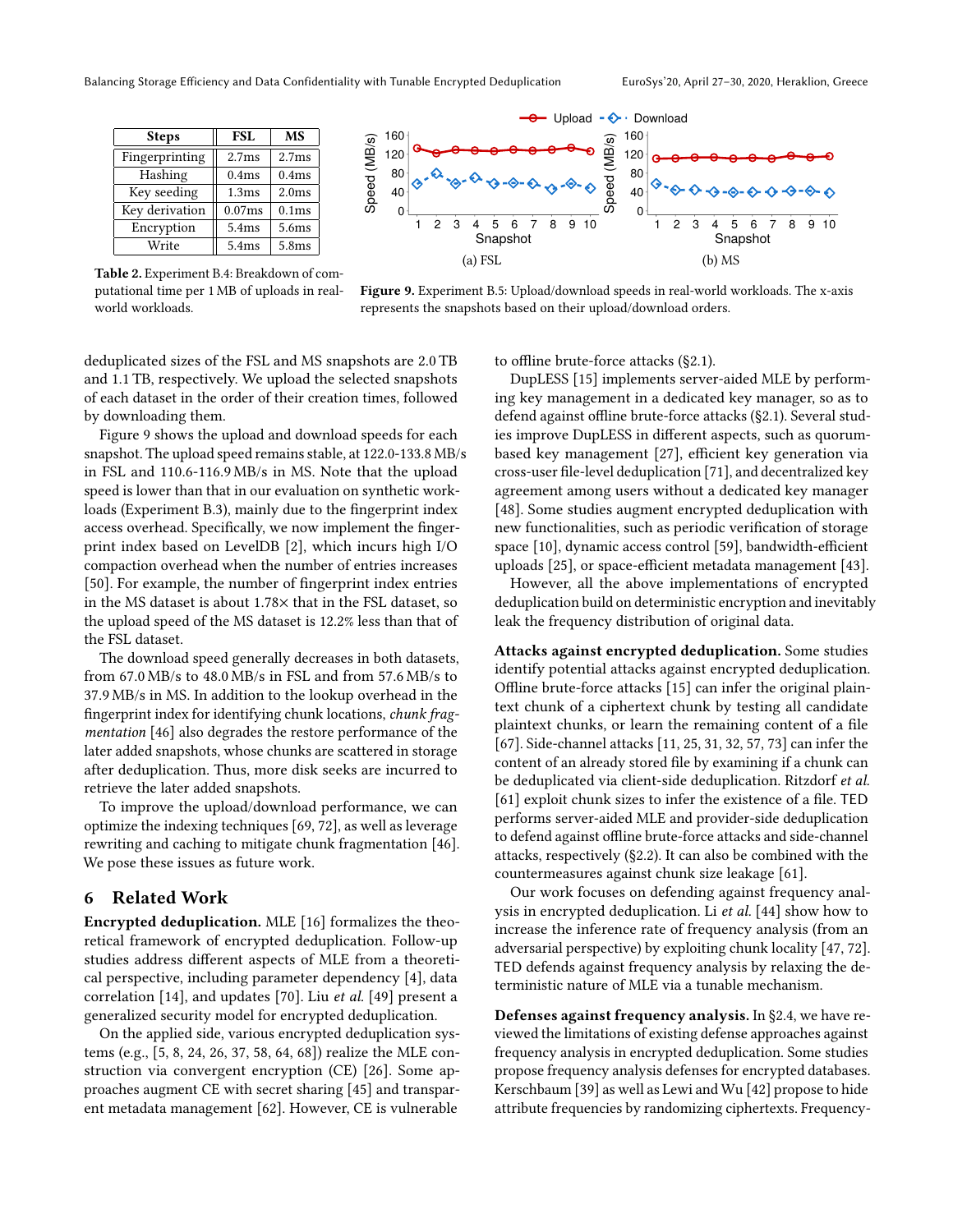| Steps | FSL | MS |
|---|---|---|
| Fingerprinting | 2.7ms | 2.7ms |
| Hashing | 0.4ms | 0.4ms |
| Key seeding | 1.3ms | 2.0ms |
| Key derivation | 0.07ms | 0.1ms |
| Encryption | 5.4ms | 5.6ms |
| Write | 5.4ms | 5.8ms |

**Table 2.** Experiment B.4: Breakdown of computational time per 1 MB of uploads in real-world workloads.

**Figure 9.** Experiment B.5: Upload/download speeds in real-world workloads. The x-axis represents the snapshots based on their upload/download orders.

deduplicated sizes of the FSL and MS snapshots are 2.0 TB and 1.1 TB, respectively. We upload the selected snapshots of each dataset in the order of their creation times, followed by downloading them.

Figure 9 shows the upload and download speeds for each snapshot. The upload speed remains stable, at 122.0-133.8 MB/s in FSL and 110.6-116.9 MB/s in MS. Note that the upload speed is lower than that in our evaluation on synthetic workloads (Experiment B.3), mainly due to the fingerprint index access overhead. Specifically, we now implement the fingerprint index based on LevelDB [2], which incurs high I/O compaction overhead when the number of entries increases [50]. For example, the number of fingerprint index entries in the MS dataset is about 1.78× that in the FSL dataset, so the upload speed of the MS dataset is 12.2% less than that of the FSL dataset.

The download speed generally decreases in both datasets, from 67.0 MB/s to 48.0 MB/s in FSL and from 57.6 MB/s to 37.9 MB/s in MS. In addition to the lookup overhead in the fingerprint index for identifying chunk locations, *chunk fragmentation* [46] also degrades the restore performance of the later added snapshots, whose chunks are scattered in storage after deduplication. Thus, more disk seeks are incurred to retrieve the later added snapshots.

To improve the upload/download performance, we can optimize the indexing techniques [69, 72], as well as leverage rewriting and caching to mitigate chunk fragmentation [46]. We pose these issues as future work.

## 6 Related Work

**Encrypted deduplication.** MLE [16] formalizes the theoretical framework of encrypted deduplication. Follow-up studies address different aspects of MLE from a theoretical perspective, including parameter dependency [4], data correlation [14], and updates [70]. Liu *et al.* [49] present a generalized security model for encrypted deduplication.

On the applied side, various encrypted deduplication systems (e.g., [5, 8, 24, 26, 37, 58, 64, 68]) realize the MLE construction via convergent encryption (CE) [26]. Some approaches augment CE with secret sharing [45] and transparent metadata management [62]. However, CE is vulnerable to offline brute-force attacks (§2.1).

DupLESS [15] implements server-aided MLE by performing key management in a dedicated key manager, so as to defend against offline brute-force attacks (§2.1). Several studies improve DupLESS in different aspects, such as quorum-based key management [27], efficient key generation via cross-user file-level deduplication [71], and decentralized key agreement among users without a dedicated key manager [48]. Some studies augment encrypted deduplication with new functionalities, such as periodic verification of storage space [10], dynamic access control [59], bandwidth-efficient uploads [25], or space-efficient metadata management [43].

However, all the above implementations of encrypted deduplication build on deterministic encryption and inevitably leak the frequency distribution of original data.

**Attacks against encrypted deduplication.** Some studies identify potential attacks against encrypted deduplication. Offline brute-force attacks [15] can infer the original plaintext chunk of a ciphertext chunk by testing all candidate plaintext chunks, or learn the remaining content of a file [67]. Side-channel attacks [11, 25, 31, 32, 57, 73] can infer the content of an already stored file by examining if a chunk can be deduplicated via client-side deduplication. Ritzdorf *et al.* [61] exploit chunk sizes to infer the existence of a file. TED performs server-aided MLE and provider-side deduplication to defend against offline brute-force attacks and side-channel attacks, respectively (§2.2). It can also be combined with the countermeasures against chunk size leakage [61].

Our work focuses on defending against frequency analysis in encrypted deduplication. Li *et al.* [44] show how to increase the inference rate of frequency analysis (from an adversarial perspective) by exploiting chunk locality [47, 72]. TED defends against frequency analysis by relaxing the deterministic nature of MLE via a tunable mechanism.

**Defenses against frequency analysis.** In §2.4, we have reviewed the limitations of existing defense approaches against frequency analysis in encrypted deduplication. Some studies propose frequency analysis defenses for encrypted databases. Kerschbaum [39] as well as Lewi and Wu [42] propose to hide attribute frequencies by randomizing ciphertexts. Frequency-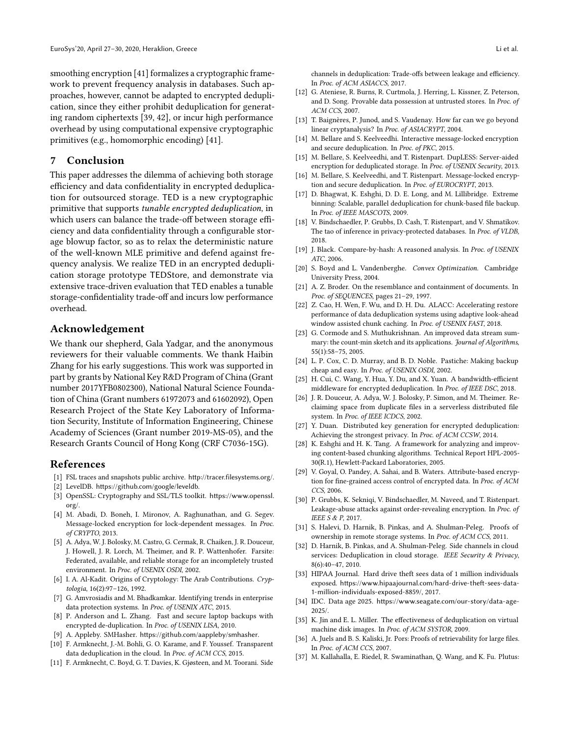smoothing encryption [41] formalizes a cryptographic framework to prevent frequency analysis in databases. Such approaches, however, cannot be adapted to encrypted deduplication, since they either prohibit deduplication for generating random ciphertexts [39, 42], or incur high performance overhead by using computational expensive cryptographic primitives (e.g., homomorphic encoding) [41].

## 7 Conclusion

This paper addresses the dilemma of achieving both storage efficiency and data confidentiality in encrypted deduplication for outsourced storage. TED is a new cryptographic primitive that supports *tunable encrypted deduplication*, in which users can balance the trade-off between storage efficiency and data confidentiality through a configurable storage blowup factor, so as to relax the deterministic nature of the well-known MLE primitive and defend against frequency analysis. We realize TED in an encrypted deduplication storage prototype TEDStore, and demonstrate via extensive trace-driven evaluation that TED enables a tunable storage-confidentiality trade-off and incurs low performance overhead.

## Acknowledgement

We thank our shepherd, Gala Yadgar, and the anonymous reviewers for their valuable comments. We thank Haibin Zhang for his early suggestions. This work was supported in part by grants by National Key R&D Program of China (Grant number 2017YFB0802300), National Natural Science Foundation of China (Grant numbers 61972073 and 61602092), Open Research Project of the State Key Laboratory of Information Security, Institute of Information Engineering, Chinese Academy of Sciences (Grant number 2019-MS-05), and the Research Grants Council of Hong Kong (CRF C7036-15G).

## References

[1] FSL traces and snapshots public archive. http://tracer.filesystems.org/.

[2] LevelDB. https://github.com/google/leveldb.

[3] OpenSSL: Cryptography and SSL/TLS toolkit. https://www.openssl.org/.

[4] M. Abadi, D. Boneh, I. Mironov, A. Raghunathan, and G. Segev. Message-locked encryption for lock-dependent messages. In *Proc. of CRYPTO*, 2013.

[5] A. Adya, W. J. Bolosky, M. Castro, G. Cermak, R. Chaiken, J. R. Douceur, J. Howell, J. R. Lorch, M. Theimer, and R. P. Wattenhofer. Farsite: Federated, available, and reliable storage for an incompletely trusted environment. In *Proc. of USENIX OSDI*, 2002.

[6] I. A. Al-Kadit. Origins of Cryptology: The Arab Contributions. *Cryptologia*, 16(2):97–126, 1992.

[7] G. Amvrosiadis and M. Bhadkamkar. Identifying trends in enterprise data protection systems. In *Proc. of USENIX ATC*, 2015.

[8] P. Anderson and L. Zhang. Fast and secure laptop backups with encrypted de-duplication. In *Proc. of USENIX LISA*, 2010.

[9] A. Appleby. SMHasher. https://github.com/aappleby/smhasher.

[10] F. Armknecht, J.-M. Bohli, G. O. Karame, and F. Youssef. Transparent data deduplication in the cloud. In *Proc. of ACM CCS*, 2015.

[11] F. Armknecht, C. Boyd, G. T. Davies, K. Gjøsteen, and M. Toorani. Side channels in deduplication: Trade-offs between leakage and efficiency. In *Proc. of ACM ASIACCS*, 2017.

[12] G. Ateniese, R. Burns, R. Curtmola, J. Herring, L. Kissner, Z. Peterson, and D. Song. Provable data possession at untrusted stores. In *Proc. of ACM CCS*, 2007.

[13] T. Baignères, P. Junod, and S. Vaudenay. How far can we go beyond linear cryptanalysis? In *Proc. of ASIACRYPT*, 2004.

[14] M. Bellare and S. Keelveedhi. Interactive message-locked encryption and secure deduplication. In *Proc. of PKC*, 2015.

[15] M. Bellare, S. Keelveedhi, and T. Ristenpart. DupLESS: Server-aided encryption for deduplicated storage. In *Proc. of USENIX Security*, 2013.

[16] M. Bellare, S. Keelveedhi, and T. Ristenpart. Message-locked encryption and secure deduplication. In *Proc. of EUROCRYPT*, 2013.

[17] D. Bhagwat, K. Eshghi, D. D. E. Long, and M. Lillibridge. Extreme binning: Scalable, parallel deduplication for chunk-based file backup. In *Proc. of IEEE MASCOTS*, 2009.

[18] V. Bindschaedler, P. Grubbs, D. Cash, T. Ristenpart, and V. Shmatikov. The tao of inference in privacy-protected databases. In *Proc. of VLDB*, 2018.

[19] J. Black. Compare-by-hash: A reasoned analysis. In *Proc. of USENIX ATC*, 2006.

[20] S. Boyd and L. Vandenberghe. *Convex Optimization*. Cambridge University Press, 2004.

[21] A. Z. Broder. On the resemblance and containment of documents. In *Proc. of SEQUENCES*, pages 21–29, 1997.

[22] Z. Cao, H. Wen, F. Wu, and D. H. Du. ALACC: Accelerating restore performance of data deduplication systems using adaptive look-ahead window assisted chunk caching. In *Proc. of USENIX FAST*, 2018.

[23] G. Cormode and S. Muthukrishnan. An improved data stream summary: the count-min sketch and its applications. *Journal of Algorithms*, 55(1):58–75, 2005.

[24] L. P. Cox, C. D. Murray, and B. D. Noble. Pastiche: Making backup cheap and easy. In *Proc. of USENIX OSDI*, 2002.

[25] H. Cui, C. Wang, Y. Hua, Y. Du, and X. Yuan. A bandwidth-efficient middleware for encrypted deduplication. In *Proc. of IEEE DSC*, 2018.

[26] J. R. Douceur, A. Adya, W. J. Bolosky, P. Simon, and M. Theimer. Reclaiming space from duplicate files in a serverless distributed file system. In *Proc. of IEEE ICDCS*, 2002.

[27] Y. Duan. Distributed key generation for encrypted deduplication: Achieving the strongest privacy. In *Proc. of ACM CCSW*, 2014.

[28] K. Eshghi and H. K. Tang. A framework for analyzing and improving content-based chunking algorithms. Technical Report HPL-2005-30(R.1), Hewlett-Packard Laboratories, 2005.

[29] V. Goyal, O. Pandey, A. Sahai, and B. Waters. Attribute-based encryption for fine-grained access control of encrypted data. In *Proc. of ACM CCS*, 2006.

[30] P. Grubbs, K. Sekniqi, V. Bindschaedler, M. Naveed, and T. Ristenpart. Leakage-abuse attacks against order-revealing encryption. In *Proc. of IEEE S & P*, 2017.

[31] S. Halevi, D. Harnik, B. Pinkas, and A. Shulman-Peleg. Proofs of ownership in remote storage systems. In *Proc. of ACM CCS*, 2011.

[32] D. Harnik, B. Pinkas, and A. Shulman-Peleg. Side channels in cloud services: Deduplication in cloud storage. *IEEE Security & Privacy*, 8(6):40–47, 2010.

[33] HIPAA Journal. Hard drive theft sees data of 1 million individuals exposed. https://www.hipaajournal.com/hard-drive-theft-sees-data-1-million-individuals-exposed-8859/, 2017.

[34] IDC. Data age 2025. https://www.seagate.com/our-story/data-age-2025/.

[35] K. Jin and E. L. Miller. The effectiveness of deduplication on virtual machine disk images. In *Proc. of ACM SYSTOR*, 2009.

[36] A. Juels and B. S. Kaliski, Jr. Pors: Proofs of retrievability for large files. In *Proc. of ACM CCS*, 2007.

[37] M. Kallahalla, E. Riedel, R. Swaminathan, Q. Wang, and K. Fu. Plutus: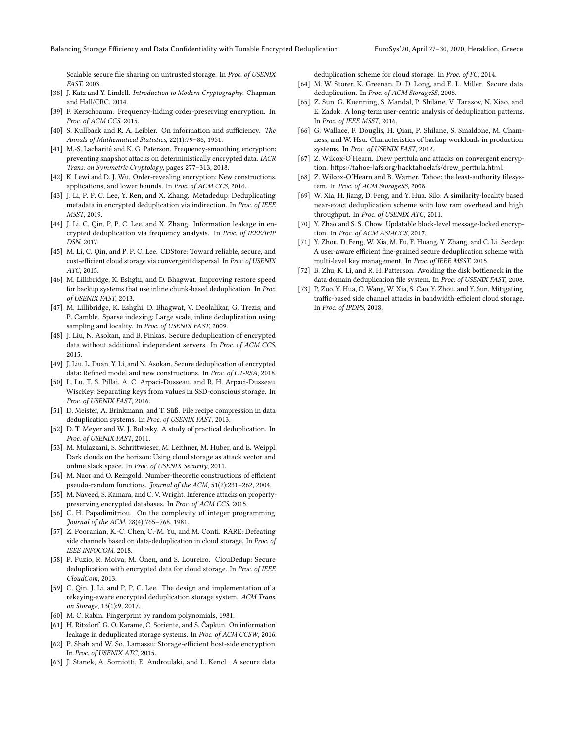Scalable secure file sharing on untrusted storage. In *Proc. of USENIX FAST*, 2003.

[38] J. Katz and Y. Lindell. *Introduction to Modern Cryptography*. Chapman and Hall/CRC, 2014.

[39] F. Kerschbaum. Frequency-hiding order-preserving encryption. In *Proc. of ACM CCS*, 2015.

[40] S. Kullback and R. A. Leibler. On information and sufficiency. *The Annals of Mathematical Statistics*, 22(1):79–86, 1951.

[41] M.-S. Lacharité and K. G. Paterson. Frequency-smoothing encryption: preventing snapshot attacks on deterministically encrypted data. *IACR Trans. on Symmetric Cryptology*, pages 277–313, 2018.

[42] K. Lewi and D. J. Wu. Order-revealing encryption: New constructions, applications, and lower bounds. In *Proc. of ACM CCS*, 2016.

[43] J. Li, P. P. C. Lee, Y. Ren, and X. Zhang. Metadedup: Deduplicating metadata in encrypted deduplication via indirection. In *Proc. of IEEE MSST*, 2019.

[44] J. Li, C. Qin, P. P. C. Lee, and X. Zhang. Information leakage in encrypted deduplication via frequency analysis. In *Proc. of IEEE/IFIP DSN*, 2017.

[45] M. Li, C. Qin, and P. P. C. Lee. CDStore: Toward reliable, secure, and cost-efficient cloud storage via convergent dispersal. In *Proc. of USENIX ATC*, 2015.

[46] M. Lillibridge, K. Eshghi, and D. Bhagwat. Improving restore speed for backup systems that use inline chunk-based deduplication. In *Proc. of USENIX FAST*, 2013.

[47] M. Lillibridge, K. Eshghi, D. Bhagwat, V. Deolalikar, G. Trezis, and P. Camble. Sparse indexing: Large scale, inline deduplication using sampling and locality. In *Proc. of USENIX FAST*, 2009.

[48] J. Liu, N. Asokan, and B. Pinkas. Secure deduplication of encrypted data without additional independent servers. In *Proc. of ACM CCS*, 2015.

[49] J. Liu, L. Duan, Y. Li, and N. Asokan. Secure deduplication of encrypted data: Refined model and new constructions. In *Proc. of CT-RSA*, 2018.

[50] L. Lu, T. S. Pillai, A. C. Arpaci-Dusseau, and R. H. Arpaci-Dusseau. WiscKey: Separating keys from values in SSD-conscious storage. In *Proc. of USENIX FAST*, 2016.

[51] D. Meister, A. Brinkmann, and T. Süß. File recipe compression in data deduplication systems. In *Proc. of USENIX FAST*, 2013.

[52] D. T. Meyer and W. J. Bolosky. A study of practical deduplication. In *Proc. of USENIX FAST*, 2011.

[53] M. Mulazzani, S. Schrittwieser, M. Leithner, M. Huber, and E. Weippl. Dark clouds on the horizon: Using cloud storage as attack vector and online slack space. In *Proc. of USENIX Security*, 2011.

[54] M. Naor and O. Reingold. Number-theoretic constructions of efficient pseudo-random functions. *Journal of the ACM*, 51(2):231–262, 2004.

[55] M. Naveed, S. Kamara, and C. V. Wright. Inference attacks on property-preserving encrypted databases. In *Proc. of ACM CCS*, 2015.

[56] C. H. Papadimitriou. On the complexity of integer programming. *Journal of the ACM*, 28(4):765–768, 1981.

[57] Z. Pooranian, K.-C. Chen, C.-M. Yu, and M. Conti. RARE: Defeating side channels based on data-deduplication in cloud storage. In *Proc. of IEEE INFOCOM*, 2018.

[58] P. Puzio, R. Molva, M. Önen, and S. Loureiro. ClouDedup: Secure deduplication with encrypted data for cloud storage. In *Proc. of IEEE CloudCom*, 2013.

[59] C. Qin, J. Li, and P. P. C. Lee. The design and implementation of a rekeying-aware encrypted deduplication storage system. *ACM Trans. on Storage*, 13(1):9, 2017.

[60] M. C. Rabin. Fingerprint by random polynomials, 1981.

[61] H. Ritzdorf, G. O. Karame, C. Soriente, and S. Čapkun. On information leakage in deduplicated storage systems. In *Proc. of ACM CCSW*, 2016.

[62] P. Shah and W. So. Lamassu: Storage-efficient host-side encryption. In *Proc. of USENIX ATC*, 2015.

[63] J. Stanek, A. Sorniotti, E. Androulaki, and L. Kencl. A secure data deduplication scheme for cloud storage. In *Proc. of FC*, 2014.

[64] M. W. Storer, K. Greenan, D. D. Long, and E. L. Miller. Secure data deduplication. In *Proc. of ACM StorageSS*, 2008.

[65] Z. Sun, G. Kuenning, S. Mandal, P. Shilane, V. Tarasov, N. Xiao, and E. Zadok. A long-term user-centric analysis of deduplication patterns. In *Proc. of IEEE MSST*, 2016.

[66] G. Wallace, F. Douglis, H. Qian, P. Shilane, S. Smaldone, M. Chamness, and W. Hsu. Characteristics of backup workloads in production systems. In *Proc. of USENIX FAST*, 2012.

[67] Z. Wilcox-O'Hearn. Drew perttula and attacks on convergent encryption. https://tahoe-lafs.org/hacktahoelafs/drew_perttula.html.

[68] Z. Wilcox-O'Hearn and B. Warner. Tahoe: the least-authority filesystem. In *Proc. of ACM StorageSS*, 2008.

[69] W. Xia, H. Jiang, D. Feng, and Y. Hua. Silo: A similarity-locality based near-exact deduplication scheme with low ram overhead and high throughput. In *Proc. of USENIX ATC*, 2011.

[70] Y. Zhao and S. S. Chow. Updatable block-level message-locked encryption. In *Proc. of ACM ASIACCS*, 2017.

[71] Y. Zhou, D. Feng, W. Xia, M. Fu, F. Huang, Y. Zhang, and C. Li. Secdep: A user-aware efficient fine-grained secure deduplication scheme with multi-level key management. In *Proc. of IEEE MSST*, 2015.

[72] B. Zhu, K. Li, and R. H. Patterson. Avoiding the disk bottleneck in the data domain deduplication file system. In *Proc. of USENIX FAST*, 2008.

[73] P. Zuo, Y. Hua, C. Wang, W. Xia, S. Cao, Y. Zhou, and Y. Sun. Mitigating traffic-based side channel attacks in bandwidth-efficient cloud storage. In *Proc. of IPDPS*, 2018.